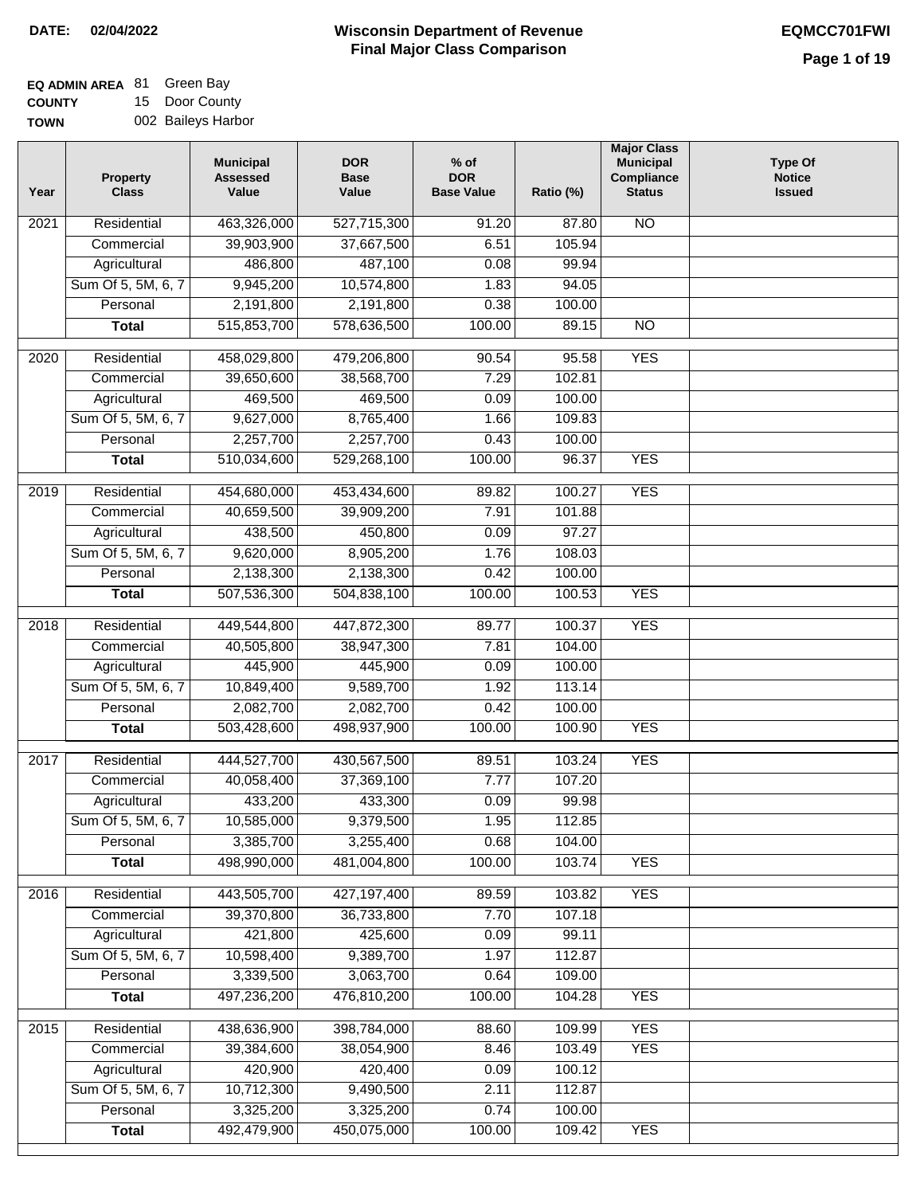**DATE:** 02/04/2022

# Wisconsin Department of Revenue
## Final Major Class Comparison

**EQMCC701FWI**

**EQ ADMIN AREA** 81 Green Bay
**COUNTY** 15 Door County
**TOWN** 002 Baileys Harbor

| Year | Property Class | Municipal Assessed Value | DOR Base Value | % of DOR Base Value | Ratio (%) | Major Class Municipal Compliance Status | Type Of Notice Issued |
|---|---|---|---|---|---|---|---|
| 2021 | Residential | 463,326,000 | 527,715,300 | 91.20 | 87.80 | NO | |
| | Commercial | 39,903,900 | 37,667,500 | 6.51 | 105.94 | | |
| | Agricultural | 486,800 | 487,100 | 0.08 | 99.94 | | |
| | Sum Of 5, 5M, 6, 7 | 9,945,200 | 10,574,800 | 1.83 | 94.05 | | |
| | Personal | 2,191,800 | 2,191,800 | 0.38 | 100.00 | | |
| | **Total** | 515,853,700 | 578,636,500 | 100.00 | 89.15 | NO | |
| 2020 | Residential | 458,029,800 | 479,206,800 | 90.54 | 95.58 | YES | |
| | Commercial | 39,650,600 | 38,568,700 | 7.29 | 102.81 | | |
| | Agricultural | 469,500 | 469,500 | 0.09 | 100.00 | | |
| | Sum Of 5, 5M, 6, 7 | 9,627,000 | 8,765,400 | 1.66 | 109.83 | | |
| | Personal | 2,257,700 | 2,257,700 | 0.43 | 100.00 | | |
| | **Total** | 510,034,600 | 529,268,100 | 100.00 | 96.37 | YES | |
| 2019 | Residential | 454,680,000 | 453,434,600 | 89.82 | 100.27 | YES | |
| | Commercial | 40,659,500 | 39,909,200 | 7.91 | 101.88 | | |
| | Agricultural | 438,500 | 450,800 | 0.09 | 97.27 | | |
| | Sum Of 5, 5M, 6, 7 | 9,620,000 | 8,905,200 | 1.76 | 108.03 | | |
| | Personal | 2,138,300 | 2,138,300 | 0.42 | 100.00 | | |
| | **Total** | 507,536,300 | 504,838,100 | 100.00 | 100.53 | YES | |
| 2018 | Residential | 449,544,800 | 447,872,300 | 89.77 | 100.37 | YES | |
| | Commercial | 40,505,800 | 38,947,300 | 7.81 | 104.00 | | |
| | Agricultural | 445,900 | 445,900 | 0.09 | 100.00 | | |
| | Sum Of 5, 5M, 6, 7 | 10,849,400 | 9,589,700 | 1.92 | 113.14 | | |
| | Personal | 2,082,700 | 2,082,700 | 0.42 | 100.00 | | |
| | **Total** | 503,428,600 | 498,937,900 | 100.00 | 100.90 | YES | |
| 2017 | Residential | 444,527,700 | 430,567,500 | 89.51 | 103.24 | YES | |
| | Commercial | 40,058,400 | 37,369,100 | 7.77 | 107.20 | | |
| | Agricultural | 433,200 | 433,300 | 0.09 | 99.98 | | |
| | Sum Of 5, 5M, 6, 7 | 10,585,000 | 9,379,500 | 1.95 | 112.85 | | |
| | Personal | 3,385,700 | 3,255,400 | 0.68 | 104.00 | | |
| | **Total** | 498,990,000 | 481,004,800 | 100.00 | 103.74 | YES | |
| 2016 | Residential | 443,505,700 | 427,197,400 | 89.59 | 103.82 | YES | |
| | Commercial | 39,370,800 | 36,733,800 | 7.70 | 107.18 | | |
| | Agricultural | 421,800 | 425,600 | 0.09 | 99.11 | | |
| | Sum Of 5, 5M, 6, 7 | 10,598,400 | 9,389,700 | 1.97 | 112.87 | | |
| | Personal | 3,339,500 | 3,063,700 | 0.64 | 109.00 | | |
| | **Total** | 497,236,200 | 476,810,200 | 100.00 | 104.28 | YES | |
| 2015 | Residential | 438,636,900 | 398,784,000 | 88.60 | 109.99 | YES | |
| | Commercial | 39,384,600 | 38,054,900 | 8.46 | 103.49 | YES | |
| | Agricultural | 420,900 | 420,400 | 0.09 | 100.12 | | |
| | Sum Of 5, 5M, 6, 7 | 10,712,300 | 9,490,500 | 2.11 | 112.87 | | |
| | Personal | 3,325,200 | 3,325,200 | 0.74 | 100.00 | | |
| | **Total** | 492,479,900 | 450,075,000 | 100.00 | 109.42 | YES | |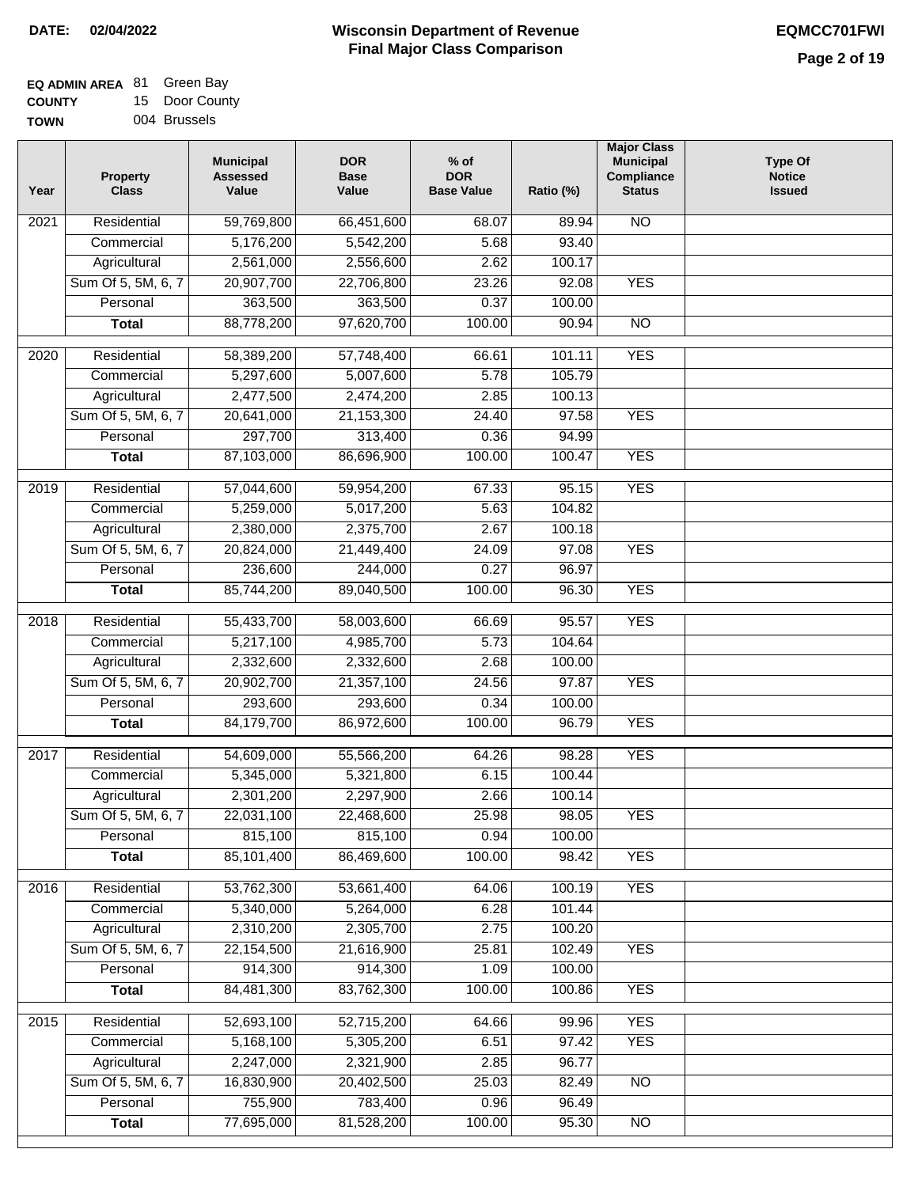**DATE: 02/04/2022**

# Wisconsin Department of Revenue
## Final Major Class Comparison

**EQMCC701FWI**

**EQ ADMIN AREA** 81 Green Bay
**COUNTY** 15 Door County
**TOWN** 004 Brussels

| Year | Property Class | Municipal Assessed Value | DOR Base Value | % of DOR Base Value | Ratio (%) | Major Class Municipal Compliance Status | Type Of Notice Issued |
|---|---|---|---|---|---|---|---|
| 2021 | Residential | 59,769,800 | 66,451,600 | 68.07 | 89.94 | NO | |
| | Commercial | 5,176,200 | 5,542,200 | 5.68 | 93.40 | | |
| | Agricultural | 2,561,000 | 2,556,600 | 2.62 | 100.17 | | |
| | Sum Of 5, 5M, 6, 7 | 20,907,700 | 22,706,800 | 23.26 | 92.08 | YES | |
| | Personal | 363,500 | 363,500 | 0.37 | 100.00 | | |
| | **Total** | 88,778,200 | 97,620,700 | 100.00 | 90.94 | NO | |
| 2020 | Residential | 58,389,200 | 57,748,400 | 66.61 | 101.11 | YES | |
| | Commercial | 5,297,600 | 5,007,600 | 5.78 | 105.79 | | |
| | Agricultural | 2,477,500 | 2,474,200 | 2.85 | 100.13 | | |
| | Sum Of 5, 5M, 6, 7 | 20,641,000 | 21,153,300 | 24.40 | 97.58 | YES | |
| | Personal | 297,700 | 313,400 | 0.36 | 94.99 | | |
| | **Total** | 87,103,000 | 86,696,900 | 100.00 | 100.47 | YES | |
| 2019 | Residential | 57,044,600 | 59,954,200 | 67.33 | 95.15 | YES | |
| | Commercial | 5,259,000 | 5,017,200 | 5.63 | 104.82 | | |
| | Agricultural | 2,380,000 | 2,375,700 | 2.67 | 100.18 | | |
| | Sum Of 5, 5M, 6, 7 | 20,824,000 | 21,449,400 | 24.09 | 97.08 | YES | |
| | Personal | 236,600 | 244,000 | 0.27 | 96.97 | | |
| | **Total** | 85,744,200 | 89,040,500 | 100.00 | 96.30 | YES | |
| 2018 | Residential | 55,433,700 | 58,003,600 | 66.69 | 95.57 | YES | |
| | Commercial | 5,217,100 | 4,985,700 | 5.73 | 104.64 | | |
| | Agricultural | 2,332,600 | 2,332,600 | 2.68 | 100.00 | | |
| | Sum Of 5, 5M, 6, 7 | 20,902,700 | 21,357,100 | 24.56 | 97.87 | YES | |
| | Personal | 293,600 | 293,600 | 0.34 | 100.00 | | |
| | **Total** | 84,179,700 | 86,972,600 | 100.00 | 96.79 | YES | |
| 2017 | Residential | 54,609,000 | 55,566,200 | 64.26 | 98.28 | YES | |
| | Commercial | 5,345,000 | 5,321,800 | 6.15 | 100.44 | | |
| | Agricultural | 2,301,200 | 2,297,900 | 2.66 | 100.14 | | |
| | Sum Of 5, 5M, 6, 7 | 22,031,100 | 22,468,600 | 25.98 | 98.05 | YES | |
| | Personal | 815,100 | 815,100 | 0.94 | 100.00 | | |
| | **Total** | 85,101,400 | 86,469,600 | 100.00 | 98.42 | YES | |
| 2016 | Residential | 53,762,300 | 53,661,400 | 64.06 | 100.19 | YES | |
| | Commercial | 5,340,000 | 5,264,000 | 6.28 | 101.44 | | |
| | Agricultural | 2,310,200 | 2,305,700 | 2.75 | 100.20 | | |
| | Sum Of 5, 5M, 6, 7 | 22,154,500 | 21,616,900 | 25.81 | 102.49 | YES | |
| | Personal | 914,300 | 914,300 | 1.09 | 100.00 | | |
| | **Total** | 84,481,300 | 83,762,300 | 100.00 | 100.86 | YES | |
| 2015 | Residential | 52,693,100 | 52,715,200 | 64.66 | 99.96 | YES | |
| | Commercial | 5,168,100 | 5,305,200 | 6.51 | 97.42 | YES | |
| | Agricultural | 2,247,000 | 2,321,900 | 2.85 | 96.77 | | |
| | Sum Of 5, 5M, 6, 7 | 16,830,900 | 20,402,500 | 25.03 | 82.49 | NO | |
| | Personal | 755,900 | 783,400 | 0.96 | 96.49 | | |
| | **Total** | 77,695,000 | 81,528,200 | 100.00 | 95.30 | NO | |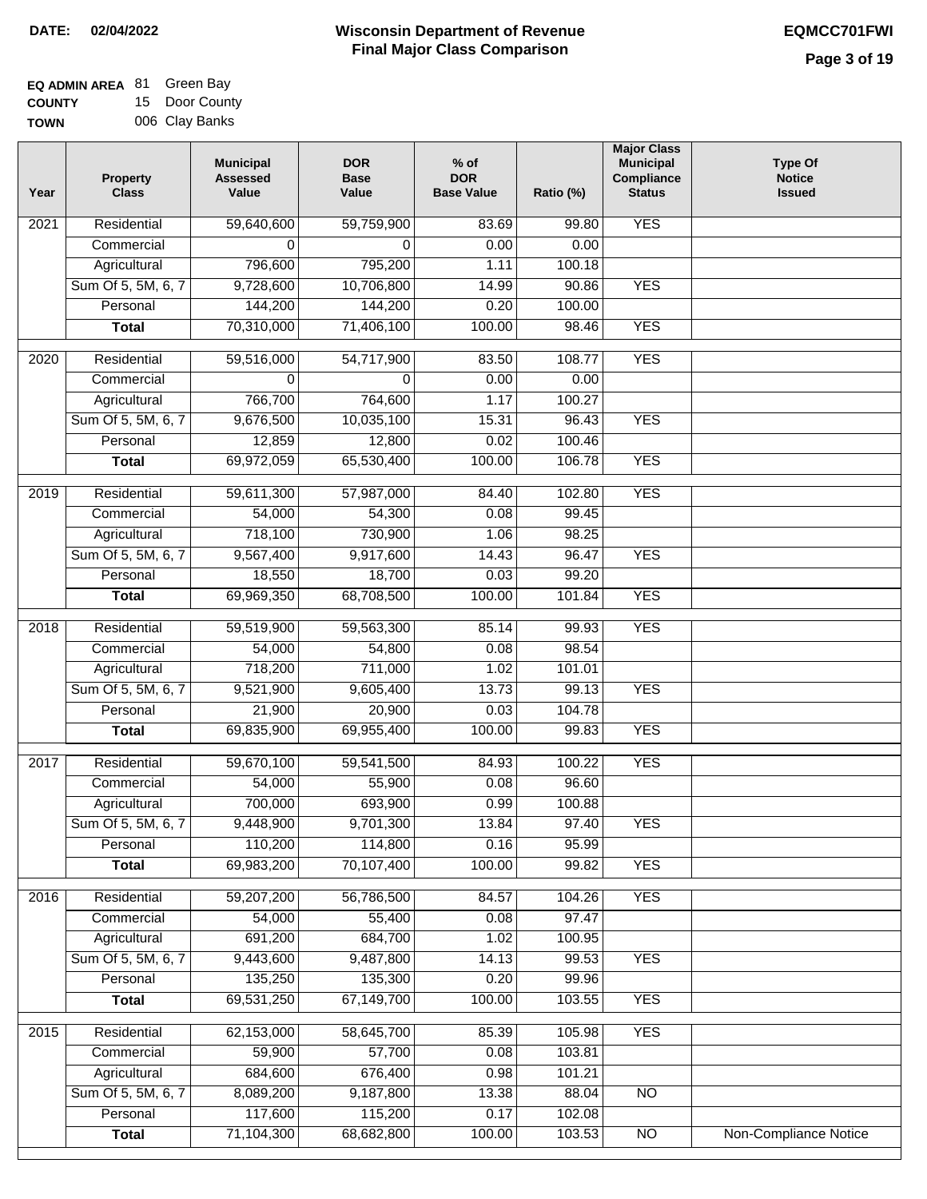**DATE:** 02/04/2022

# Wisconsin Department of Revenue
## Final Major Class Comparison

**EQMCC701FWI**

**EQ ADMIN AREA** 81 Green Bay
**COUNTY** 15 Door County
**TOWN** 006 Clay Banks

| Year | Property Class | Municipal Assessed Value | DOR Base Value | % of DOR Base Value | Ratio (%) | Major Class Municipal Compliance Status | Type Of Notice Issued |
|---|---|---|---|---|---|---|---|
| 2021 | Residential | 59,640,600 | 59,759,900 | 83.69 | 99.80 | YES | |
| | Commercial | 0 | 0 | 0.00 | 0.00 | | |
| | Agricultural | 796,600 | 795,200 | 1.11 | 100.18 | | |
| | Sum Of 5, 5M, 6, 7 | 9,728,600 | 10,706,800 | 14.99 | 90.86 | YES | |
| | Personal | 144,200 | 144,200 | 0.20 | 100.00 | | |
| | **Total** | 70,310,000 | 71,406,100 | 100.00 | 98.46 | YES | |
| 2020 | Residential | 59,516,000 | 54,717,900 | 83.50 | 108.77 | YES | |
| | Commercial | 0 | 0 | 0.00 | 0.00 | | |
| | Agricultural | 766,700 | 764,600 | 1.17 | 100.27 | | |
| | Sum Of 5, 5M, 6, 7 | 9,676,500 | 10,035,100 | 15.31 | 96.43 | YES | |
| | Personal | 12,859 | 12,800 | 0.02 | 100.46 | | |
| | **Total** | 69,972,059 | 65,530,400 | 100.00 | 106.78 | YES | |
| 2019 | Residential | 59,611,300 | 57,987,000 | 84.40 | 102.80 | YES | |
| | Commercial | 54,000 | 54,300 | 0.08 | 99.45 | | |
| | Agricultural | 718,100 | 730,900 | 1.06 | 98.25 | | |
| | Sum Of 5, 5M, 6, 7 | 9,567,400 | 9,917,600 | 14.43 | 96.47 | YES | |
| | Personal | 18,550 | 18,700 | 0.03 | 99.20 | | |
| | **Total** | 69,969,350 | 68,708,500 | 100.00 | 101.84 | YES | |
| 2018 | Residential | 59,519,900 | 59,563,300 | 85.14 | 99.93 | YES | |
| | Commercial | 54,000 | 54,800 | 0.08 | 98.54 | | |
| | Agricultural | 718,200 | 711,000 | 1.02 | 101.01 | | |
| | Sum Of 5, 5M, 6, 7 | 9,521,900 | 9,605,400 | 13.73 | 99.13 | YES | |
| | Personal | 21,900 | 20,900 | 0.03 | 104.78 | | |
| | **Total** | 69,835,900 | 69,955,400 | 100.00 | 99.83 | YES | |
| 2017 | Residential | 59,670,100 | 59,541,500 | 84.93 | 100.22 | YES | |
| | Commercial | 54,000 | 55,900 | 0.08 | 96.60 | | |
| | Agricultural | 700,000 | 693,900 | 0.99 | 100.88 | | |
| | Sum Of 5, 5M, 6, 7 | 9,448,900 | 9,701,300 | 13.84 | 97.40 | YES | |
| | Personal | 110,200 | 114,800 | 0.16 | 95.99 | | |
| | **Total** | 69,983,200 | 70,107,400 | 100.00 | 99.82 | YES | |
| 2016 | Residential | 59,207,200 | 56,786,500 | 84.57 | 104.26 | YES | |
| | Commercial | 54,000 | 55,400 | 0.08 | 97.47 | | |
| | Agricultural | 691,200 | 684,700 | 1.02 | 100.95 | | |
| | Sum Of 5, 5M, 6, 7 | 9,443,600 | 9,487,800 | 14.13 | 99.53 | YES | |
| | Personal | 135,250 | 135,300 | 0.20 | 99.96 | | |
| | **Total** | 69,531,250 | 67,149,700 | 100.00 | 103.55 | YES | |
| 2015 | Residential | 62,153,000 | 58,645,700 | 85.39 | 105.98 | YES | |
| | Commercial | 59,900 | 57,700 | 0.08 | 103.81 | | |
| | Agricultural | 684,600 | 676,400 | 0.98 | 101.21 | | |
| | Sum Of 5, 5M, 6, 7 | 8,089,200 | 9,187,800 | 13.38 | 88.04 | NO | |
| | Personal | 117,600 | 115,200 | 0.17 | 102.08 | | |
| | **Total** | 71,104,300 | 68,682,800 | 100.00 | 103.53 | NO | Non-Compliance Notice |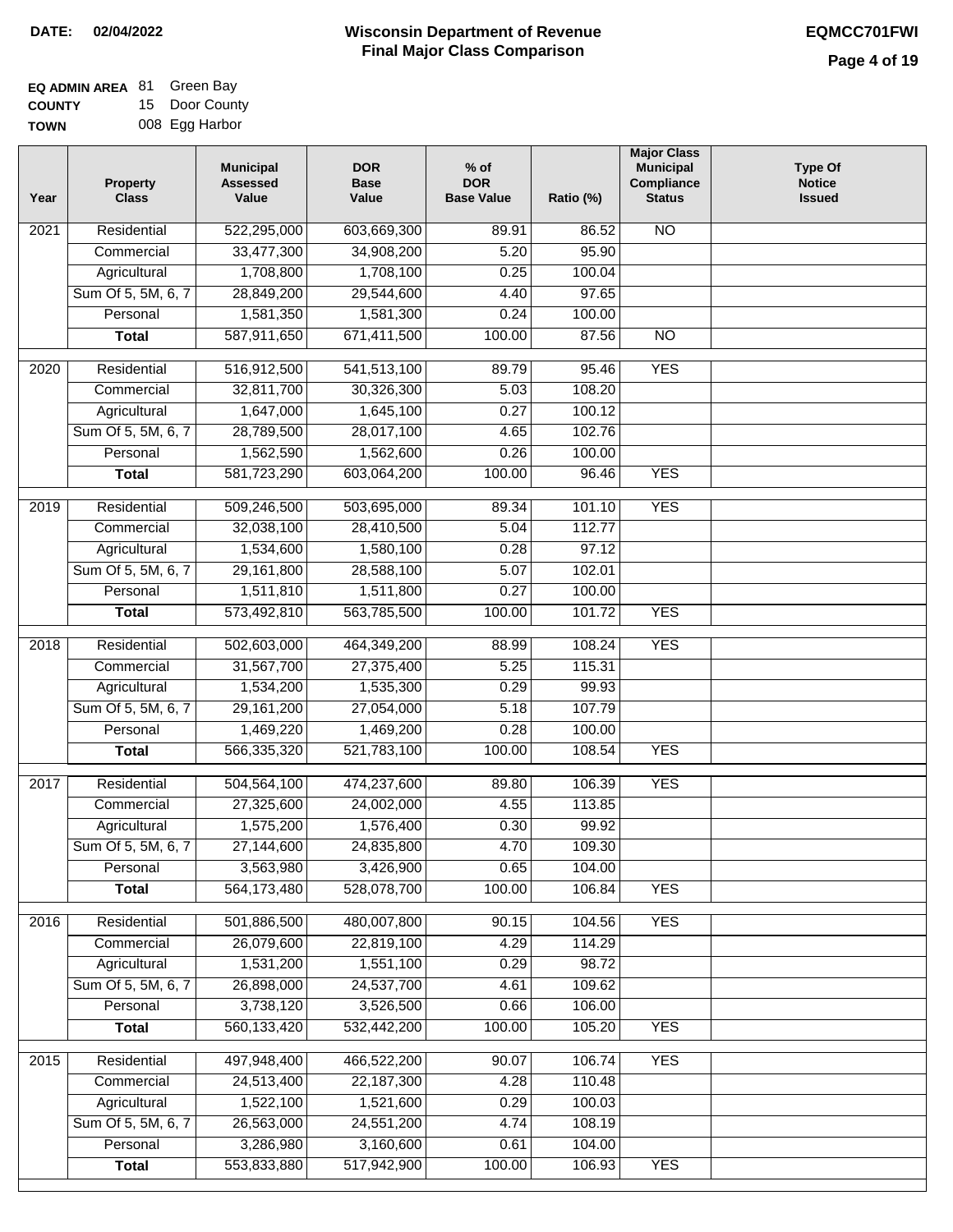**DATE: 02/04/2022**

# Wisconsin Department of Revenue
## Final Major Class Comparison

**EQMCC701FWI**

**EQ ADMIN AREA** 81 Green Bay
**COUNTY** 15 Door County
**TOWN** 008 Egg Harbor

| Year | Property Class | Municipal Assessed Value | DOR Base Value | % of DOR Base Value | Ratio (%) | Major Class Municipal Compliance Status | Type Of Notice Issued |
|---|---|---|---|---|---|---|---|
| 2021 | Residential | 522,295,000 | 603,669,300 | 89.91 | 86.52 | NO | |
| | Commercial | 33,477,300 | 34,908,200 | 5.20 | 95.90 | | |
| | Agricultural | 1,708,800 | 1,708,100 | 0.25 | 100.04 | | |
| | Sum Of 5, 5M, 6, 7 | 28,849,200 | 29,544,600 | 4.40 | 97.65 | | |
| | Personal | 1,581,350 | 1,581,300 | 0.24 | 100.00 | | |
| | **Total** | 587,911,650 | 671,411,500 | 100.00 | 87.56 | NO | |
| 2020 | Residential | 516,912,500 | 541,513,100 | 89.79 | 95.46 | YES | |
| | Commercial | 32,811,700 | 30,326,300 | 5.03 | 108.20 | | |
| | Agricultural | 1,647,000 | 1,645,100 | 0.27 | 100.12 | | |
| | Sum Of 5, 5M, 6, 7 | 28,789,500 | 28,017,100 | 4.65 | 102.76 | | |
| | Personal | 1,562,590 | 1,562,600 | 0.26 | 100.00 | | |
| | **Total** | 581,723,290 | 603,064,200 | 100.00 | 96.46 | YES | |
| 2019 | Residential | 509,246,500 | 503,695,000 | 89.34 | 101.10 | YES | |
| | Commercial | 32,038,100 | 28,410,500 | 5.04 | 112.77 | | |
| | Agricultural | 1,534,600 | 1,580,100 | 0.28 | 97.12 | | |
| | Sum Of 5, 5M, 6, 7 | 29,161,800 | 28,588,100 | 5.07 | 102.01 | | |
| | Personal | 1,511,810 | 1,511,800 | 0.27 | 100.00 | | |
| | **Total** | 573,492,810 | 563,785,500 | 100.00 | 101.72 | YES | |
| 2018 | Residential | 502,603,000 | 464,349,200 | 88.99 | 108.24 | YES | |
| | Commercial | 31,567,700 | 27,375,400 | 5.25 | 115.31 | | |
| | Agricultural | 1,534,200 | 1,535,300 | 0.29 | 99.93 | | |
| | Sum Of 5, 5M, 6, 7 | 29,161,200 | 27,054,000 | 5.18 | 107.79 | | |
| | Personal | 1,469,220 | 1,469,200 | 0.28 | 100.00 | | |
| | **Total** | 566,335,320 | 521,783,100 | 100.00 | 108.54 | YES | |
| 2017 | Residential | 504,564,100 | 474,237,600 | 89.80 | 106.39 | YES | |
| | Commercial | 27,325,600 | 24,002,000 | 4.55 | 113.85 | | |
| | Agricultural | 1,575,200 | 1,576,400 | 0.30 | 99.92 | | |
| | Sum Of 5, 5M, 6, 7 | 27,144,600 | 24,835,800 | 4.70 | 109.30 | | |
| | Personal | 3,563,980 | 3,426,900 | 0.65 | 104.00 | | |
| | **Total** | 564,173,480 | 528,078,700 | 100.00 | 106.84 | YES | |
| 2016 | Residential | 501,886,500 | 480,007,800 | 90.15 | 104.56 | YES | |
| | Commercial | 26,079,600 | 22,819,100 | 4.29 | 114.29 | | |
| | Agricultural | 1,531,200 | 1,551,100 | 0.29 | 98.72 | | |
| | Sum Of 5, 5M, 6, 7 | 26,898,000 | 24,537,700 | 4.61 | 109.62 | | |
| | Personal | 3,738,120 | 3,526,500 | 0.66 | 106.00 | | |
| | **Total** | 560,133,420 | 532,442,200 | 100.00 | 105.20 | YES | |
| 2015 | Residential | 497,948,400 | 466,522,200 | 90.07 | 106.74 | YES | |
| | Commercial | 24,513,400 | 22,187,300 | 4.28 | 110.48 | | |
| | Agricultural | 1,522,100 | 1,521,600 | 0.29 | 100.03 | | |
| | Sum Of 5, 5M, 6, 7 | 26,563,000 | 24,551,200 | 4.74 | 108.19 | | |
| | Personal | 3,286,980 | 3,160,600 | 0.61 | 104.00 | | |
| | **Total** | 553,833,880 | 517,942,900 | 100.00 | 106.93 | YES | |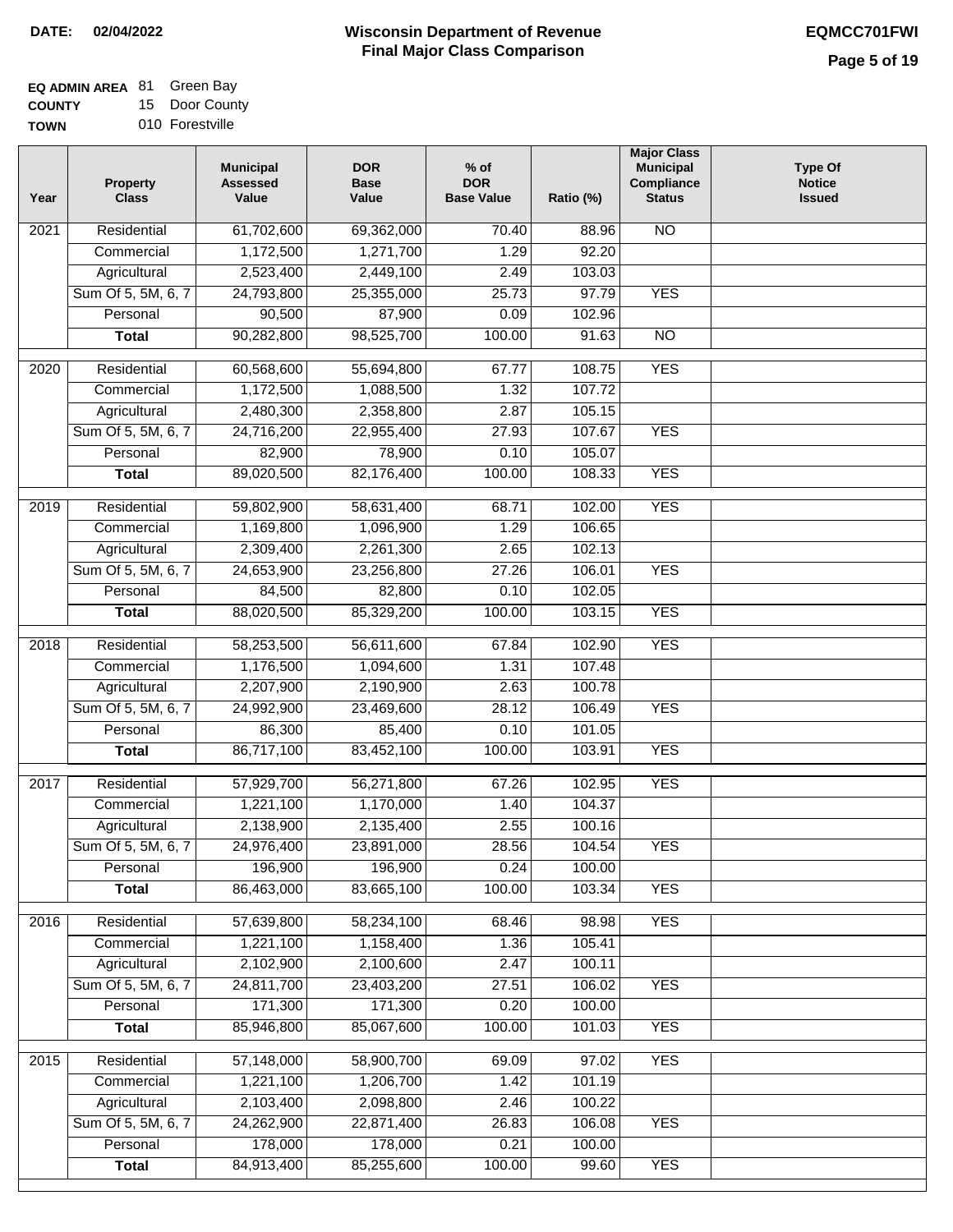**DATE:** 02/04/2022

# Wisconsin Department of Revenue
## Final Major Class Comparison

**EQMCC701FWI**

**EQ ADMIN AREA** 81 Green Bay
**COUNTY** 15 Door County
**TOWN** 010 Forestville

| Year | Property Class | Municipal Assessed Value | DOR Base Value | % of DOR Base Value | Ratio (%) | Major Class Municipal Compliance Status | Type Of Notice Issued |
|---|---|---|---|---|---|---|---|
| 2021 | Residential | 61,702,600 | 69,362,000 | 70.40 | 88.96 | NO | |
| | Commercial | 1,172,500 | 1,271,700 | 1.29 | 92.20 | | |
| | Agricultural | 2,523,400 | 2,449,100 | 2.49 | 103.03 | | |
| | Sum Of 5, 5M, 6, 7 | 24,793,800 | 25,355,000 | 25.73 | 97.79 | YES | |
| | Personal | 90,500 | 87,900 | 0.09 | 102.96 | | |
| | **Total** | 90,282,800 | 98,525,700 | 100.00 | 91.63 | NO | |
| 2020 | Residential | 60,568,600 | 55,694,800 | 67.77 | 108.75 | YES | |
| | Commercial | 1,172,500 | 1,088,500 | 1.32 | 107.72 | | |
| | Agricultural | 2,480,300 | 2,358,800 | 2.87 | 105.15 | | |
| | Sum Of 5, 5M, 6, 7 | 24,716,200 | 22,955,400 | 27.93 | 107.67 | YES | |
| | Personal | 82,900 | 78,900 | 0.10 | 105.07 | | |
| | **Total** | 89,020,500 | 82,176,400 | 100.00 | 108.33 | YES | |
| 2019 | Residential | 59,802,900 | 58,631,400 | 68.71 | 102.00 | YES | |
| | Commercial | 1,169,800 | 1,096,900 | 1.29 | 106.65 | | |
| | Agricultural | 2,309,400 | 2,261,300 | 2.65 | 102.13 | | |
| | Sum Of 5, 5M, 6, 7 | 24,653,900 | 23,256,800 | 27.26 | 106.01 | YES | |
| | Personal | 84,500 | 82,800 | 0.10 | 102.05 | | |
| | **Total** | 88,020,500 | 85,329,200 | 100.00 | 103.15 | YES | |
| 2018 | Residential | 58,253,500 | 56,611,600 | 67.84 | 102.90 | YES | |
| | Commercial | 1,176,500 | 1,094,600 | 1.31 | 107.48 | | |
| | Agricultural | 2,207,900 | 2,190,900 | 2.63 | 100.78 | | |
| | Sum Of 5, 5M, 6, 7 | 24,992,900 | 23,469,600 | 28.12 | 106.49 | YES | |
| | Personal | 86,300 | 85,400 | 0.10 | 101.05 | | |
| | **Total** | 86,717,100 | 83,452,100 | 100.00 | 103.91 | YES | |
| 2017 | Residential | 57,929,700 | 56,271,800 | 67.26 | 102.95 | YES | |
| | Commercial | 1,221,100 | 1,170,000 | 1.40 | 104.37 | | |
| | Agricultural | 2,138,900 | 2,135,400 | 2.55 | 100.16 | | |
| | Sum Of 5, 5M, 6, 7 | 24,976,400 | 23,891,000 | 28.56 | 104.54 | YES | |
| | Personal | 196,900 | 196,900 | 0.24 | 100.00 | | |
| | **Total** | 86,463,000 | 83,665,100 | 100.00 | 103.34 | YES | |
| 2016 | Residential | 57,639,800 | 58,234,100 | 68.46 | 98.98 | YES | |
| | Commercial | 1,221,100 | 1,158,400 | 1.36 | 105.41 | | |
| | Agricultural | 2,102,900 | 2,100,600 | 2.47 | 100.11 | | |
| | Sum Of 5, 5M, 6, 7 | 24,811,700 | 23,403,200 | 27.51 | 106.02 | YES | |
| | Personal | 171,300 | 171,300 | 0.20 | 100.00 | | |
| | **Total** | 85,946,800 | 85,067,600 | 100.00 | 101.03 | YES | |
| 2015 | Residential | 57,148,000 | 58,900,700 | 69.09 | 97.02 | YES | |
| | Commercial | 1,221,100 | 1,206,700 | 1.42 | 101.19 | | |
| | Agricultural | 2,103,400 | 2,098,800 | 2.46 | 100.22 | | |
| | Sum Of 5, 5M, 6, 7 | 24,262,900 | 22,871,400 | 26.83 | 106.08 | YES | |
| | Personal | 178,000 | 178,000 | 0.21 | 100.00 | | |
| | **Total** | 84,913,400 | 85,255,600 | 100.00 | 99.60 | YES | |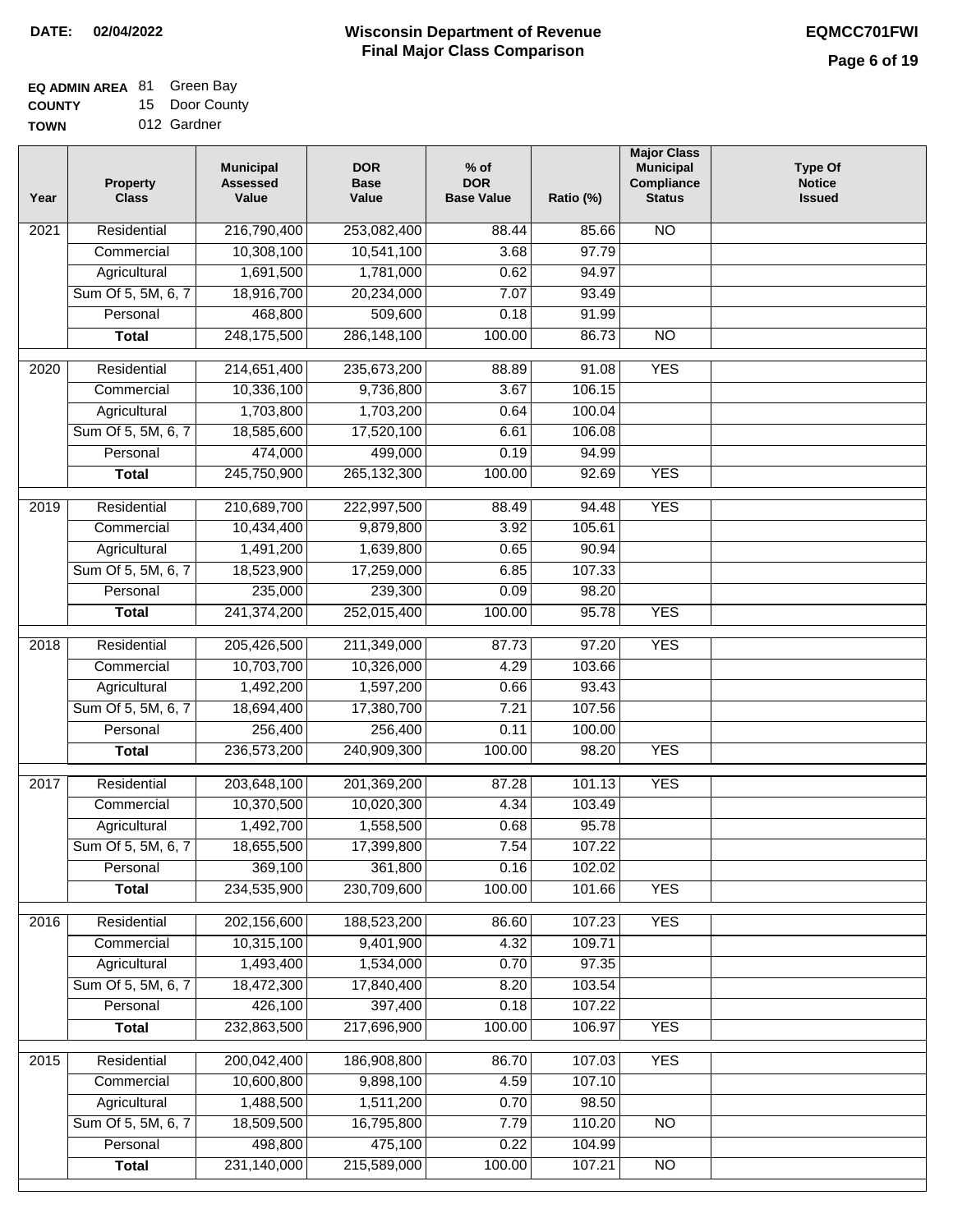**DATE: 02/04/2022**

# Wisconsin Department of Revenue
## Final Major Class Comparison

**EQMCC701FWI**

**EQ ADMIN AREA** 81 Green Bay
**COUNTY** 15 Door County
**TOWN** 012 Gardner

| Year | Property Class | Municipal Assessed Value | DOR Base Value | % of DOR Base Value | Ratio (%) | Major Class Municipal Compliance Status | Type Of Notice Issued |
|---|---|---|---|---|---|---|---|
| 2021 | Residential | 216,790,400 | 253,082,400 | 88.44 | 85.66 | NO | |
| | Commercial | 10,308,100 | 10,541,100 | 3.68 | 97.79 | | |
| | Agricultural | 1,691,500 | 1,781,000 | 0.62 | 94.97 | | |
| | Sum Of 5, 5M, 6, 7 | 18,916,700 | 20,234,000 | 7.07 | 93.49 | | |
| | Personal | 468,800 | 509,600 | 0.18 | 91.99 | | |
| | **Total** | 248,175,500 | 286,148,100 | 100.00 | 86.73 | NO | |
| 2020 | Residential | 214,651,400 | 235,673,200 | 88.89 | 91.08 | YES | |
| | Commercial | 10,336,100 | 9,736,800 | 3.67 | 106.15 | | |
| | Agricultural | 1,703,800 | 1,703,200 | 0.64 | 100.04 | | |
| | Sum Of 5, 5M, 6, 7 | 18,585,600 | 17,520,100 | 6.61 | 106.08 | | |
| | Personal | 474,000 | 499,000 | 0.19 | 94.99 | | |
| | **Total** | 245,750,900 | 265,132,300 | 100.00 | 92.69 | YES | |
| 2019 | Residential | 210,689,700 | 222,997,500 | 88.49 | 94.48 | YES | |
| | Commercial | 10,434,400 | 9,879,800 | 3.92 | 105.61 | | |
| | Agricultural | 1,491,200 | 1,639,800 | 0.65 | 90.94 | | |
| | Sum Of 5, 5M, 6, 7 | 18,523,900 | 17,259,000 | 6.85 | 107.33 | | |
| | Personal | 235,000 | 239,300 | 0.09 | 98.20 | | |
| | **Total** | 241,374,200 | 252,015,400 | 100.00 | 95.78 | YES | |
| 2018 | Residential | 205,426,500 | 211,349,000 | 87.73 | 97.20 | YES | |
| | Commercial | 10,703,700 | 10,326,000 | 4.29 | 103.66 | | |
| | Agricultural | 1,492,200 | 1,597,200 | 0.66 | 93.43 | | |
| | Sum Of 5, 5M, 6, 7 | 18,694,400 | 17,380,700 | 7.21 | 107.56 | | |
| | Personal | 256,400 | 256,400 | 0.11 | 100.00 | | |
| | **Total** | 236,573,200 | 240,909,300 | 100.00 | 98.20 | YES | |
| 2017 | Residential | 203,648,100 | 201,369,200 | 87.28 | 101.13 | YES | |
| | Commercial | 10,370,500 | 10,020,300 | 4.34 | 103.49 | | |
| | Agricultural | 1,492,700 | 1,558,500 | 0.68 | 95.78 | | |
| | Sum Of 5, 5M, 6, 7 | 18,655,500 | 17,399,800 | 7.54 | 107.22 | | |
| | Personal | 369,100 | 361,800 | 0.16 | 102.02 | | |
| | **Total** | 234,535,900 | 230,709,600 | 100.00 | 101.66 | YES | |
| 2016 | Residential | 202,156,600 | 188,523,200 | 86.60 | 107.23 | YES | |
| | Commercial | 10,315,100 | 9,401,900 | 4.32 | 109.71 | | |
| | Agricultural | 1,493,400 | 1,534,000 | 0.70 | 97.35 | | |
| | Sum Of 5, 5M, 6, 7 | 18,472,300 | 17,840,400 | 8.20 | 103.54 | | |
| | Personal | 426,100 | 397,400 | 0.18 | 107.22 | | |
| | **Total** | 232,863,500 | 217,696,900 | 100.00 | 106.97 | YES | |
| 2015 | Residential | 200,042,400 | 186,908,800 | 86.70 | 107.03 | YES | |
| | Commercial | 10,600,800 | 9,898,100 | 4.59 | 107.10 | | |
| | Agricultural | 1,488,500 | 1,511,200 | 0.70 | 98.50 | | |
| | Sum Of 5, 5M, 6, 7 | 18,509,500 | 16,795,800 | 7.79 | 110.20 | NO | |
| | Personal | 498,800 | 475,100 | 0.22 | 104.99 | | |
| | **Total** | 231,140,000 | 215,589,000 | 100.00 | 107.21 | NO | |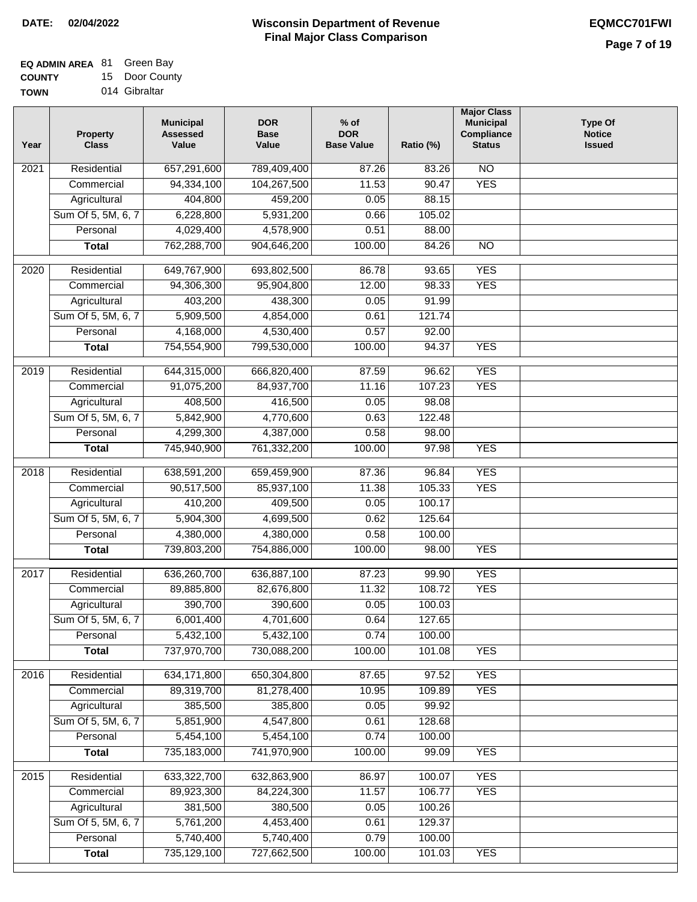**DATE: 02/04/2022**

# Wisconsin Department of Revenue
## Final Major Class Comparison

**EQMCC701FWI**

**EQ ADMIN AREA** 81 Green Bay
**COUNTY** 15 Door County
**TOWN** 014 Gibraltar

| Year | Property Class | Municipal Assessed Value | DOR Base Value | % of DOR Base Value | Ratio (%) | Major Class Municipal Compliance Status | Type Of Notice Issued |
|---|---|---|---|---|---|---|---|
| 2021 | Residential | 657,291,600 | 789,409,400 | 87.26 | 83.26 | NO | |
| | Commercial | 94,334,100 | 104,267,500 | 11.53 | 90.47 | YES | |
| | Agricultural | 404,800 | 459,200 | 0.05 | 88.15 | | |
| | Sum Of 5, 5M, 6, 7 | 6,228,800 | 5,931,200 | 0.66 | 105.02 | | |
| | Personal | 4,029,400 | 4,578,900 | 0.51 | 88.00 | | |
| | **Total** | 762,288,700 | 904,646,200 | 100.00 | 84.26 | NO | |
| 2020 | Residential | 649,767,900 | 693,802,500 | 86.78 | 93.65 | YES | |
| | Commercial | 94,306,300 | 95,904,800 | 12.00 | 98.33 | YES | |
| | Agricultural | 403,200 | 438,300 | 0.05 | 91.99 | | |
| | Sum Of 5, 5M, 6, 7 | 5,909,500 | 4,854,000 | 0.61 | 121.74 | | |
| | Personal | 4,168,000 | 4,530,400 | 0.57 | 92.00 | | |
| | **Total** | 754,554,900 | 799,530,000 | 100.00 | 94.37 | YES | |
| 2019 | Residential | 644,315,000 | 666,820,400 | 87.59 | 96.62 | YES | |
| | Commercial | 91,075,200 | 84,937,700 | 11.16 | 107.23 | YES | |
| | Agricultural | 408,500 | 416,500 | 0.05 | 98.08 | | |
| | Sum Of 5, 5M, 6, 7 | 5,842,900 | 4,770,600 | 0.63 | 122.48 | | |
| | Personal | 4,299,300 | 4,387,000 | 0.58 | 98.00 | | |
| | **Total** | 745,940,900 | 761,332,200 | 100.00 | 97.98 | YES | |
| 2018 | Residential | 638,591,200 | 659,459,900 | 87.36 | 96.84 | YES | |
| | Commercial | 90,517,500 | 85,937,100 | 11.38 | 105.33 | YES | |
| | Agricultural | 410,200 | 409,500 | 0.05 | 100.17 | | |
| | Sum Of 5, 5M, 6, 7 | 5,904,300 | 4,699,500 | 0.62 | 125.64 | | |
| | Personal | 4,380,000 | 4,380,000 | 0.58 | 100.00 | | |
| | **Total** | 739,803,200 | 754,886,000 | 100.00 | 98.00 | YES | |
| 2017 | Residential | 636,260,700 | 636,887,100 | 87.23 | 99.90 | YES | |
| | Commercial | 89,885,800 | 82,676,800 | 11.32 | 108.72 | YES | |
| | Agricultural | 390,700 | 390,600 | 0.05 | 100.03 | | |
| | Sum Of 5, 5M, 6, 7 | 6,001,400 | 4,701,600 | 0.64 | 127.65 | | |
| | Personal | 5,432,100 | 5,432,100 | 0.74 | 100.00 | | |
| | **Total** | 737,970,700 | 730,088,200 | 100.00 | 101.08 | YES | |
| 2016 | Residential | 634,171,800 | 650,304,800 | 87.65 | 97.52 | YES | |
| | Commercial | 89,319,700 | 81,278,400 | 10.95 | 109.89 | YES | |
| | Agricultural | 385,500 | 385,800 | 0.05 | 99.92 | | |
| | Sum Of 5, 5M, 6, 7 | 5,851,900 | 4,547,800 | 0.61 | 128.68 | | |
| | Personal | 5,454,100 | 5,454,100 | 0.74 | 100.00 | | |
| | **Total** | 735,183,000 | 741,970,900 | 100.00 | 99.09 | YES | |
| 2015 | Residential | 633,322,700 | 632,863,900 | 86.97 | 100.07 | YES | |
| | Commercial | 89,923,300 | 84,224,300 | 11.57 | 106.77 | YES | |
| | Agricultural | 381,500 | 380,500 | 0.05 | 100.26 | | |
| | Sum Of 5, 5M, 6, 7 | 5,761,200 | 4,453,400 | 0.61 | 129.37 | | |
| | Personal | 5,740,400 | 5,740,400 | 0.79 | 100.00 | | |
| | **Total** | 735,129,100 | 727,662,500 | 100.00 | 101.03 | YES | |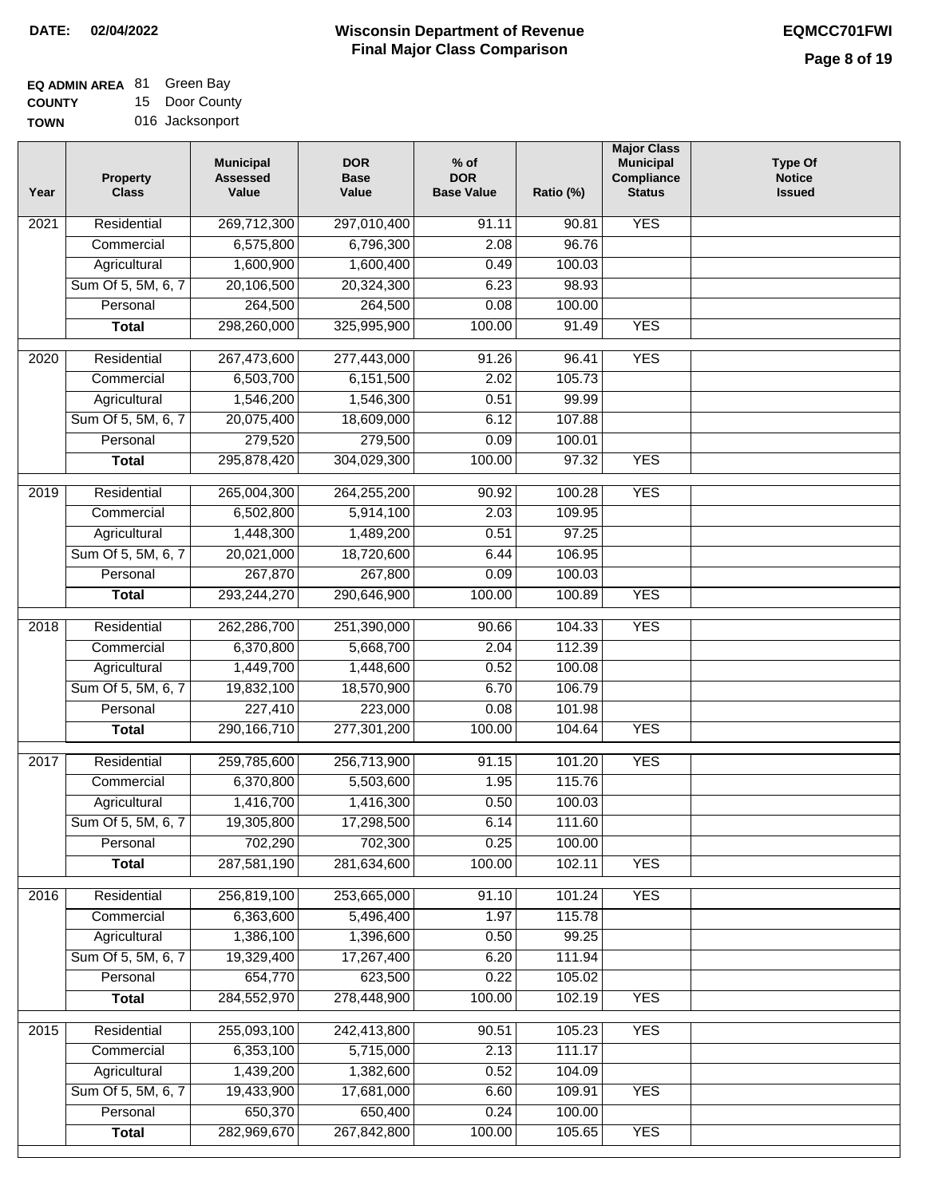**DATE: 02/04/2022**

# Wisconsin Department of Revenue
## Final Major Class Comparison

**EQMCC701FWI**

**EQ ADMIN AREA** 81 Green Bay
**COUNTY** 15 Door County
**TOWN** 016 Jacksonport

| Year | Property Class | Municipal Assessed Value | DOR Base Value | % of DOR Base Value | Ratio (%) | Major Class Municipal Compliance Status | Type Of Notice Issued |
|---|---|---|---|---|---|---|---|
| 2021 | Residential | 269,712,300 | 297,010,400 | 91.11 | 90.81 | YES | |
| | Commercial | 6,575,800 | 6,796,300 | 2.08 | 96.76 | | |
| | Agricultural | 1,600,900 | 1,600,400 | 0.49 | 100.03 | | |
| | Sum Of 5, 5M, 6, 7 | 20,106,500 | 20,324,300 | 6.23 | 98.93 | | |
| | Personal | 264,500 | 264,500 | 0.08 | 100.00 | | |
| | **Total** | 298,260,000 | 325,995,900 | 100.00 | 91.49 | YES | |
| 2020 | Residential | 267,473,600 | 277,443,000 | 91.26 | 96.41 | YES | |
| | Commercial | 6,503,700 | 6,151,500 | 2.02 | 105.73 | | |
| | Agricultural | 1,546,200 | 1,546,300 | 0.51 | 99.99 | | |
| | Sum Of 5, 5M, 6, 7 | 20,075,400 | 18,609,000 | 6.12 | 107.88 | | |
| | Personal | 279,520 | 279,500 | 0.09 | 100.01 | | |
| | **Total** | 295,878,420 | 304,029,300 | 100.00 | 97.32 | YES | |
| 2019 | Residential | 265,004,300 | 264,255,200 | 90.92 | 100.28 | YES | |
| | Commercial | 6,502,800 | 5,914,100 | 2.03 | 109.95 | | |
| | Agricultural | 1,448,300 | 1,489,200 | 0.51 | 97.25 | | |
| | Sum Of 5, 5M, 6, 7 | 20,021,000 | 18,720,600 | 6.44 | 106.95 | | |
| | Personal | 267,870 | 267,800 | 0.09 | 100.03 | | |
| | **Total** | 293,244,270 | 290,646,900 | 100.00 | 100.89 | YES | |
| 2018 | Residential | 262,286,700 | 251,390,000 | 90.66 | 104.33 | YES | |
| | Commercial | 6,370,800 | 5,668,700 | 2.04 | 112.39 | | |
| | Agricultural | 1,449,700 | 1,448,600 | 0.52 | 100.08 | | |
| | Sum Of 5, 5M, 6, 7 | 19,832,100 | 18,570,900 | 6.70 | 106.79 | | |
| | Personal | 227,410 | 223,000 | 0.08 | 101.98 | | |
| | **Total** | 290,166,710 | 277,301,200 | 100.00 | 104.64 | YES | |
| 2017 | Residential | 259,785,600 | 256,713,900 | 91.15 | 101.20 | YES | |
| | Commercial | 6,370,800 | 5,503,600 | 1.95 | 115.76 | | |
| | Agricultural | 1,416,700 | 1,416,300 | 0.50 | 100.03 | | |
| | Sum Of 5, 5M, 6, 7 | 19,305,800 | 17,298,500 | 6.14 | 111.60 | | |
| | Personal | 702,290 | 702,300 | 0.25 | 100.00 | | |
| | **Total** | 287,581,190 | 281,634,600 | 100.00 | 102.11 | YES | |
| 2016 | Residential | 256,819,100 | 253,665,000 | 91.10 | 101.24 | YES | |
| | Commercial | 6,363,600 | 5,496,400 | 1.97 | 115.78 | | |
| | Agricultural | 1,386,100 | 1,396,600 | 0.50 | 99.25 | | |
| | Sum Of 5, 5M, 6, 7 | 19,329,400 | 17,267,400 | 6.20 | 111.94 | | |
| | Personal | 654,770 | 623,500 | 0.22 | 105.02 | | |
| | **Total** | 284,552,970 | 278,448,900 | 100.00 | 102.19 | YES | |
| 2015 | Residential | 255,093,100 | 242,413,800 | 90.51 | 105.23 | YES | |
| | Commercial | 6,353,100 | 5,715,000 | 2.13 | 111.17 | | |
| | Agricultural | 1,439,200 | 1,382,600 | 0.52 | 104.09 | | |
| | Sum Of 5, 5M, 6, 7 | 19,433,900 | 17,681,000 | 6.60 | 109.91 | YES | |
| | Personal | 650,370 | 650,400 | 0.24 | 100.00 | | |
| | **Total** | 282,969,670 | 267,842,800 | 100.00 | 105.65 | YES | |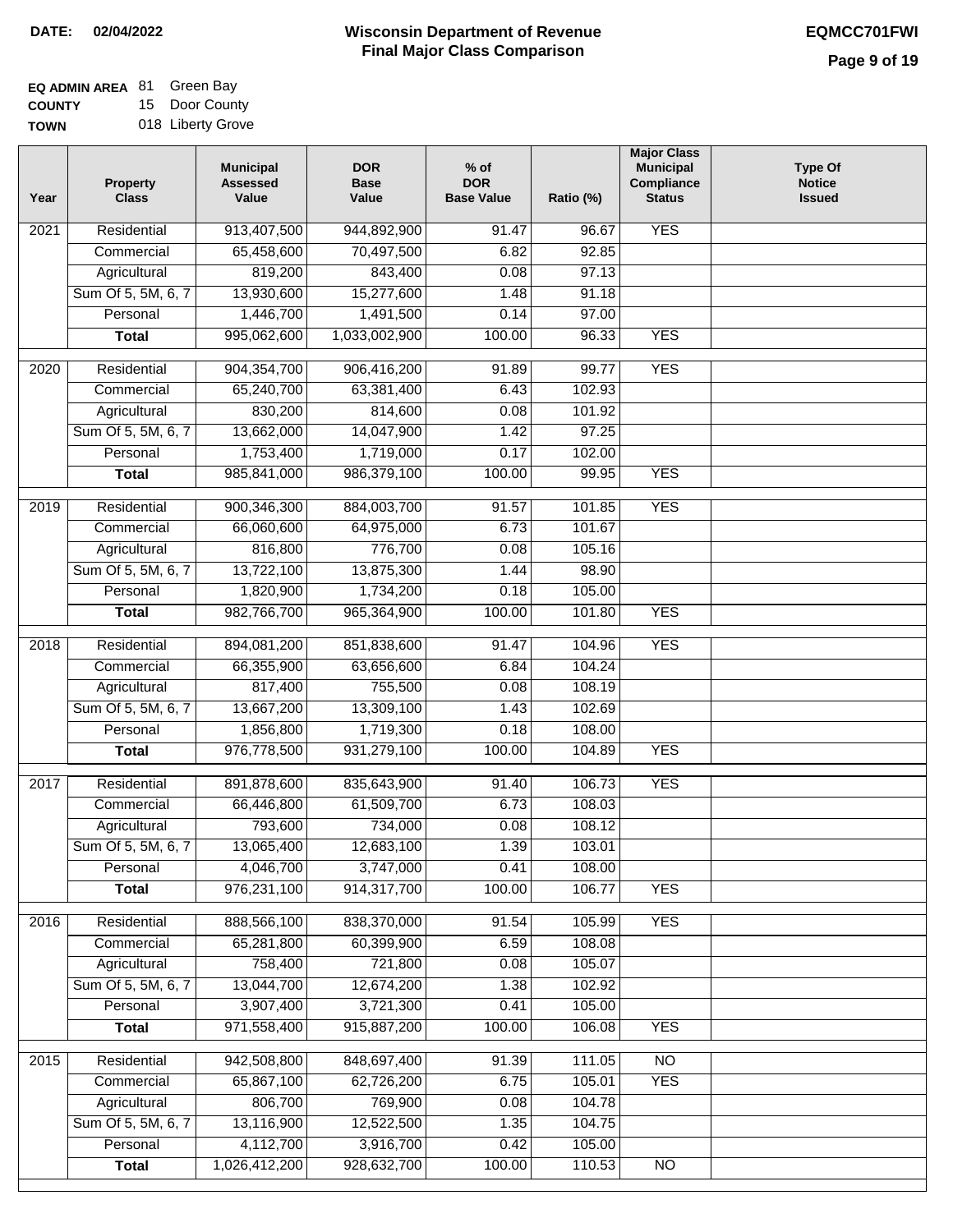**DATE:** 02/04/2022

# Wisconsin Department of Revenue
## Final Major Class Comparison

**EQMCC701FWI**

**EQ ADMIN AREA** 81 Green Bay
**COUNTY** 15 Door County
**TOWN** 018 Liberty Grove

| Year | Property Class | Municipal Assessed Value | DOR Base Value | % of DOR Base Value | Ratio (%) | Major Class Municipal Compliance Status | Type Of Notice Issued |
|---|---|---|---|---|---|---|---|
| 2021 | Residential | 913,407,500 | 944,892,900 | 91.47 | 96.67 | YES | |
| | Commercial | 65,458,600 | 70,497,500 | 6.82 | 92.85 | | |
| | Agricultural | 819,200 | 843,400 | 0.08 | 97.13 | | |
| | Sum Of 5, 5M, 6, 7 | 13,930,600 | 15,277,600 | 1.48 | 91.18 | | |
| | Personal | 1,446,700 | 1,491,500 | 0.14 | 97.00 | | |
| | **Total** | 995,062,600 | 1,033,002,900 | 100.00 | 96.33 | YES | |
| 2020 | Residential | 904,354,700 | 906,416,200 | 91.89 | 99.77 | YES | |
| | Commercial | 65,240,700 | 63,381,400 | 6.43 | 102.93 | | |
| | Agricultural | 830,200 | 814,600 | 0.08 | 101.92 | | |
| | Sum Of 5, 5M, 6, 7 | 13,662,000 | 14,047,900 | 1.42 | 97.25 | | |
| | Personal | 1,753,400 | 1,719,000 | 0.17 | 102.00 | | |
| | **Total** | 985,841,000 | 986,379,100 | 100.00 | 99.95 | YES | |
| 2019 | Residential | 900,346,300 | 884,003,700 | 91.57 | 101.85 | YES | |
| | Commercial | 66,060,600 | 64,975,000 | 6.73 | 101.67 | | |
| | Agricultural | 816,800 | 776,700 | 0.08 | 105.16 | | |
| | Sum Of 5, 5M, 6, 7 | 13,722,100 | 13,875,300 | 1.44 | 98.90 | | |
| | Personal | 1,820,900 | 1,734,200 | 0.18 | 105.00 | | |
| | **Total** | 982,766,700 | 965,364,900 | 100.00 | 101.80 | YES | |
| 2018 | Residential | 894,081,200 | 851,838,600 | 91.47 | 104.96 | YES | |
| | Commercial | 66,355,900 | 63,656,600 | 6.84 | 104.24 | | |
| | Agricultural | 817,400 | 755,500 | 0.08 | 108.19 | | |
| | Sum Of 5, 5M, 6, 7 | 13,667,200 | 13,309,100 | 1.43 | 102.69 | | |
| | Personal | 1,856,800 | 1,719,300 | 0.18 | 108.00 | | |
| | **Total** | 976,778,500 | 931,279,100 | 100.00 | 104.89 | YES | |
| 2017 | Residential | 891,878,600 | 835,643,900 | 91.40 | 106.73 | YES | |
| | Commercial | 66,446,800 | 61,509,700 | 6.73 | 108.03 | | |
| | Agricultural | 793,600 | 734,000 | 0.08 | 108.12 | | |
| | Sum Of 5, 5M, 6, 7 | 13,065,400 | 12,683,100 | 1.39 | 103.01 | | |
| | Personal | 4,046,700 | 3,747,000 | 0.41 | 108.00 | | |
| | **Total** | 976,231,100 | 914,317,700 | 100.00 | 106.77 | YES | |
| 2016 | Residential | 888,566,100 | 838,370,000 | 91.54 | 105.99 | YES | |
| | Commercial | 65,281,800 | 60,399,900 | 6.59 | 108.08 | | |
| | Agricultural | 758,400 | 721,800 | 0.08 | 105.07 | | |
| | Sum Of 5, 5M, 6, 7 | 13,044,700 | 12,674,200 | 1.38 | 102.92 | | |
| | Personal | 3,907,400 | 3,721,300 | 0.41 | 105.00 | | |
| | **Total** | 971,558,400 | 915,887,200 | 100.00 | 106.08 | YES | |
| 2015 | Residential | 942,508,800 | 848,697,400 | 91.39 | 111.05 | NO | |
| | Commercial | 65,867,100 | 62,726,200 | 6.75 | 105.01 | YES | |
| | Agricultural | 806,700 | 769,900 | 0.08 | 104.78 | | |
| | Sum Of 5, 5M, 6, 7 | 13,116,900 | 12,522,500 | 1.35 | 104.75 | | |
| | Personal | 4,112,700 | 3,916,700 | 0.42 | 105.00 | | |
| | **Total** | 1,026,412,200 | 928,632,700 | 100.00 | 110.53 | NO | |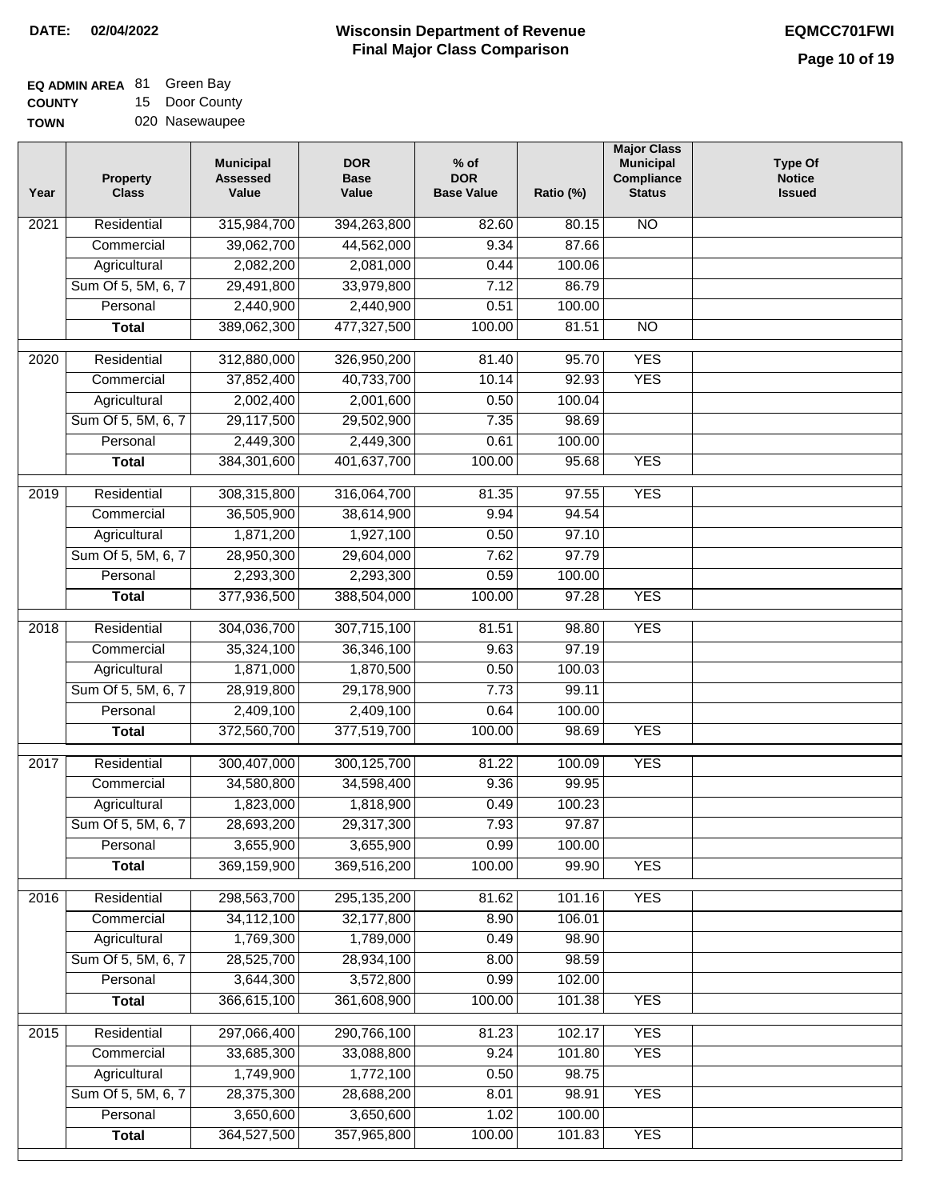**DATE: 02/04/2022**

# Wisconsin Department of Revenue
## Final Major Class Comparison

**EQMCC701FWI**

**EQ ADMIN AREA** 81 Green Bay
**COUNTY** 15 Door County
**TOWN** 020 Nasewaupee

| Year | Property Class | Municipal Assessed Value | DOR Base Value | % of DOR Base Value | Ratio (%) | Major Class Municipal Compliance Status | Type Of Notice Issued |
|---|---|---|---|---|---|---|---|
| 2021 | Residential | 315,984,700 | 394,263,800 | 82.60 | 80.15 | NO | |
| | Commercial | 39,062,700 | 44,562,000 | 9.34 | 87.66 | | |
| | Agricultural | 2,082,200 | 2,081,000 | 0.44 | 100.06 | | |
| | Sum Of 5, 5M, 6, 7 | 29,491,800 | 33,979,800 | 7.12 | 86.79 | | |
| | Personal | 2,440,900 | 2,440,900 | 0.51 | 100.00 | | |
| | **Total** | 389,062,300 | 477,327,500 | 100.00 | 81.51 | NO | |
| 2020 | Residential | 312,880,000 | 326,950,200 | 81.40 | 95.70 | YES | |
| | Commercial | 37,852,400 | 40,733,700 | 10.14 | 92.93 | YES | |
| | Agricultural | 2,002,400 | 2,001,600 | 0.50 | 100.04 | | |
| | Sum Of 5, 5M, 6, 7 | 29,117,500 | 29,502,900 | 7.35 | 98.69 | | |
| | Personal | 2,449,300 | 2,449,300 | 0.61 | 100.00 | | |
| | **Total** | 384,301,600 | 401,637,700 | 100.00 | 95.68 | YES | |
| 2019 | Residential | 308,315,800 | 316,064,700 | 81.35 | 97.55 | YES | |
| | Commercial | 36,505,900 | 38,614,900 | 9.94 | 94.54 | | |
| | Agricultural | 1,871,200 | 1,927,100 | 0.50 | 97.10 | | |
| | Sum Of 5, 5M, 6, 7 | 28,950,300 | 29,604,000 | 7.62 | 97.79 | | |
| | Personal | 2,293,300 | 2,293,300 | 0.59 | 100.00 | | |
| | **Total** | 377,936,500 | 388,504,000 | 100.00 | 97.28 | YES | |
| 2018 | Residential | 304,036,700 | 307,715,100 | 81.51 | 98.80 | YES | |
| | Commercial | 35,324,100 | 36,346,100 | 9.63 | 97.19 | | |
| | Agricultural | 1,871,000 | 1,870,500 | 0.50 | 100.03 | | |
| | Sum Of 5, 5M, 6, 7 | 28,919,800 | 29,178,900 | 7.73 | 99.11 | | |
| | Personal | 2,409,100 | 2,409,100 | 0.64 | 100.00 | | |
| | **Total** | 372,560,700 | 377,519,700 | 100.00 | 98.69 | YES | |
| 2017 | Residential | 300,407,000 | 300,125,700 | 81.22 | 100.09 | YES | |
| | Commercial | 34,580,800 | 34,598,400 | 9.36 | 99.95 | | |
| | Agricultural | 1,823,000 | 1,818,900 | 0.49 | 100.23 | | |
| | Sum Of 5, 5M, 6, 7 | 28,693,200 | 29,317,300 | 7.93 | 97.87 | | |
| | Personal | 3,655,900 | 3,655,900 | 0.99 | 100.00 | | |
| | **Total** | 369,159,900 | 369,516,200 | 100.00 | 99.90 | YES | |
| 2016 | Residential | 298,563,700 | 295,135,200 | 81.62 | 101.16 | YES | |
| | Commercial | 34,112,100 | 32,177,800 | 8.90 | 106.01 | | |
| | Agricultural | 1,769,300 | 1,789,000 | 0.49 | 98.90 | | |
| | Sum Of 5, 5M, 6, 7 | 28,525,700 | 28,934,100 | 8.00 | 98.59 | | |
| | Personal | 3,644,300 | 3,572,800 | 0.99 | 102.00 | | |
| | **Total** | 366,615,100 | 361,608,900 | 100.00 | 101.38 | YES | |
| 2015 | Residential | 297,066,400 | 290,766,100 | 81.23 | 102.17 | YES | |
| | Commercial | 33,685,300 | 33,088,800 | 9.24 | 101.80 | YES | |
| | Agricultural | 1,749,900 | 1,772,100 | 0.50 | 98.75 | | |
| | Sum Of 5, 5M, 6, 7 | 28,375,300 | 28,688,200 | 8.01 | 98.91 | YES | |
| | Personal | 3,650,600 | 3,650,600 | 1.02 | 100.00 | | |
| | **Total** | 364,527,500 | 357,965,800 | 100.00 | 101.83 | YES | |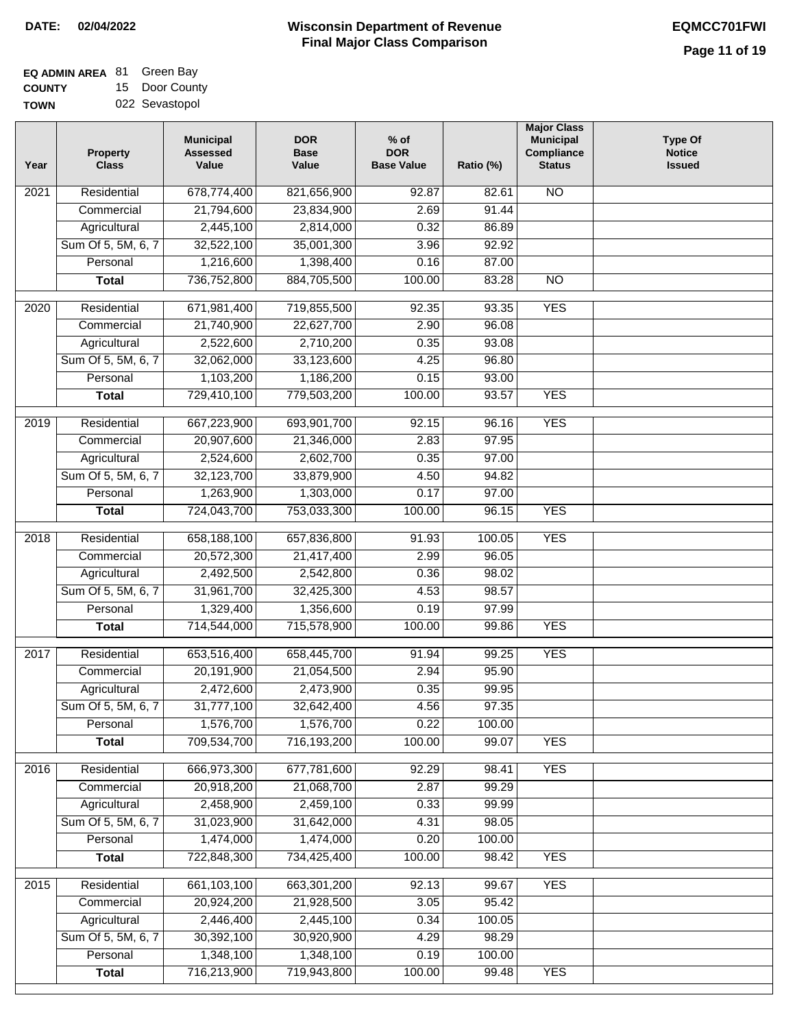**DATE: 02/04/2022**

# Wisconsin Department of Revenue
## Final Major Class Comparison

**EQMCC701FWI**

**EQ ADMIN AREA** 81 Green Bay
**COUNTY** 15 Door County
**TOWN** 022 Sevastopol

| Year | Property Class | Municipal Assessed Value | DOR Base Value | % of DOR Base Value | Ratio (%) | Major Class Municipal Compliance Status | Type Of Notice Issued |
|---|---|---|---|---|---|---|---|
| 2021 | Residential | 678,774,400 | 821,656,900 | 92.87 | 82.61 | NO | |
| | Commercial | 21,794,600 | 23,834,900 | 2.69 | 91.44 | | |
| | Agricultural | 2,445,100 | 2,814,000 | 0.32 | 86.89 | | |
| | Sum Of 5, 5M, 6, 7 | 32,522,100 | 35,001,300 | 3.96 | 92.92 | | |
| | Personal | 1,216,600 | 1,398,400 | 0.16 | 87.00 | | |
| | **Total** | 736,752,800 | 884,705,500 | 100.00 | 83.28 | NO | |
| 2020 | Residential | 671,981,400 | 719,855,500 | 92.35 | 93.35 | YES | |
| | Commercial | 21,740,900 | 22,627,700 | 2.90 | 96.08 | | |
| | Agricultural | 2,522,600 | 2,710,200 | 0.35 | 93.08 | | |
| | Sum Of 5, 5M, 6, 7 | 32,062,000 | 33,123,600 | 4.25 | 96.80 | | |
| | Personal | 1,103,200 | 1,186,200 | 0.15 | 93.00 | | |
| | **Total** | 729,410,100 | 779,503,200 | 100.00 | 93.57 | YES | |
| 2019 | Residential | 667,223,900 | 693,901,700 | 92.15 | 96.16 | YES | |
| | Commercial | 20,907,600 | 21,346,000 | 2.83 | 97.95 | | |
| | Agricultural | 2,524,600 | 2,602,700 | 0.35 | 97.00 | | |
| | Sum Of 5, 5M, 6, 7 | 32,123,700 | 33,879,900 | 4.50 | 94.82 | | |
| | Personal | 1,263,900 | 1,303,000 | 0.17 | 97.00 | | |
| | **Total** | 724,043,700 | 753,033,300 | 100.00 | 96.15 | YES | |
| 2018 | Residential | 658,188,100 | 657,836,800 | 91.93 | 100.05 | YES | |
| | Commercial | 20,572,300 | 21,417,400 | 2.99 | 96.05 | | |
| | Agricultural | 2,492,500 | 2,542,800 | 0.36 | 98.02 | | |
| | Sum Of 5, 5M, 6, 7 | 31,961,700 | 32,425,300 | 4.53 | 98.57 | | |
| | Personal | 1,329,400 | 1,356,600 | 0.19 | 97.99 | | |
| | **Total** | 714,544,000 | 715,578,900 | 100.00 | 99.86 | YES | |
| 2017 | Residential | 653,516,400 | 658,445,700 | 91.94 | 99.25 | YES | |
| | Commercial | 20,191,900 | 21,054,500 | 2.94 | 95.90 | | |
| | Agricultural | 2,472,600 | 2,473,900 | 0.35 | 99.95 | | |
| | Sum Of 5, 5M, 6, 7 | 31,777,100 | 32,642,400 | 4.56 | 97.35 | | |
| | Personal | 1,576,700 | 1,576,700 | 0.22 | 100.00 | | |
| | **Total** | 709,534,700 | 716,193,200 | 100.00 | 99.07 | YES | |
| 2016 | Residential | 666,973,300 | 677,781,600 | 92.29 | 98.41 | YES | |
| | Commercial | 20,918,200 | 21,068,700 | 2.87 | 99.29 | | |
| | Agricultural | 2,458,900 | 2,459,100 | 0.33 | 99.99 | | |
| | Sum Of 5, 5M, 6, 7 | 31,023,900 | 31,642,000 | 4.31 | 98.05 | | |
| | Personal | 1,474,000 | 1,474,000 | 0.20 | 100.00 | | |
| | **Total** | 722,848,300 | 734,425,400 | 100.00 | 98.42 | YES | |
| 2015 | Residential | 661,103,100 | 663,301,200 | 92.13 | 99.67 | YES | |
| | Commercial | 20,924,200 | 21,928,500 | 3.05 | 95.42 | | |
| | Agricultural | 2,446,400 | 2,445,100 | 0.34 | 100.05 | | |
| | Sum Of 5, 5M, 6, 7 | 30,392,100 | 30,920,900 | 4.29 | 98.29 | | |
| | Personal | 1,348,100 | 1,348,100 | 0.19 | 100.00 | | |
| | **Total** | 716,213,900 | 719,943,800 | 100.00 | 99.48 | YES | |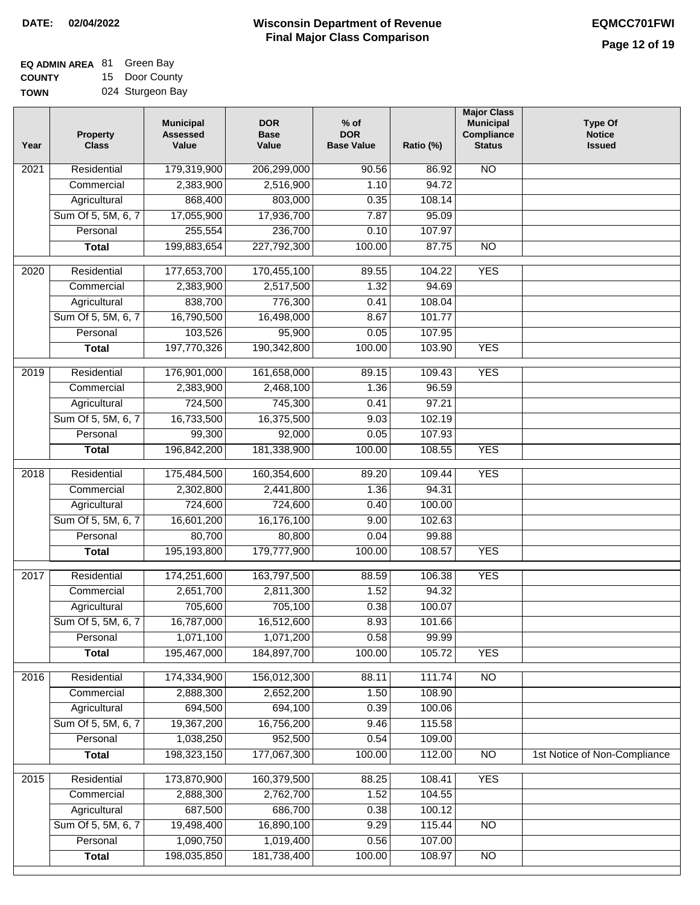**DATE:** 02/04/2022

# Wisconsin Department of Revenue
## Final Major Class Comparison

**EQMCC701FWI**

**EQ ADMIN AREA** 81 Green Bay
**COUNTY** 15 Door County
**TOWN** 024 Sturgeon Bay

| Year | Property Class | Municipal Assessed Value | DOR Base Value | % of DOR Base Value | Ratio (%) | Major Class Municipal Compliance Status | Type Of Notice Issued |
|---|---|---|---|---|---|---|---|
| 2021 | Residential | 179,319,900 | 206,299,000 | 90.56 | 86.92 | NO | |
| | Commercial | 2,383,900 | 2,516,900 | 1.10 | 94.72 | | |
| | Agricultural | 868,400 | 803,000 | 0.35 | 108.14 | | |
| | Sum Of 5, 5M, 6, 7 | 17,055,900 | 17,936,700 | 7.87 | 95.09 | | |
| | Personal | 255,554 | 236,700 | 0.10 | 107.97 | | |
| | **Total** | 199,883,654 | 227,792,300 | 100.00 | 87.75 | NO | |
| 2020 | Residential | 177,653,700 | 170,455,100 | 89.55 | 104.22 | YES | |
| | Commercial | 2,383,900 | 2,517,500 | 1.32 | 94.69 | | |
| | Agricultural | 838,700 | 776,300 | 0.41 | 108.04 | | |
| | Sum Of 5, 5M, 6, 7 | 16,790,500 | 16,498,000 | 8.67 | 101.77 | | |
| | Personal | 103,526 | 95,900 | 0.05 | 107.95 | | |
| | **Total** | 197,770,326 | 190,342,800 | 100.00 | 103.90 | YES | |
| 2019 | Residential | 176,901,000 | 161,658,000 | 89.15 | 109.43 | YES | |
| | Commercial | 2,383,900 | 2,468,100 | 1.36 | 96.59 | | |
| | Agricultural | 724,500 | 745,300 | 0.41 | 97.21 | | |
| | Sum Of 5, 5M, 6, 7 | 16,733,500 | 16,375,500 | 9.03 | 102.19 | | |
| | Personal | 99,300 | 92,000 | 0.05 | 107.93 | | |
| | **Total** | 196,842,200 | 181,338,900 | 100.00 | 108.55 | YES | |
| 2018 | Residential | 175,484,500 | 160,354,600 | 89.20 | 109.44 | YES | |
| | Commercial | 2,302,800 | 2,441,800 | 1.36 | 94.31 | | |
| | Agricultural | 724,600 | 724,600 | 0.40 | 100.00 | | |
| | Sum Of 5, 5M, 6, 7 | 16,601,200 | 16,176,100 | 9.00 | 102.63 | | |
| | Personal | 80,700 | 80,800 | 0.04 | 99.88 | | |
| | **Total** | 195,193,800 | 179,777,900 | 100.00 | 108.57 | YES | |
| 2017 | Residential | 174,251,600 | 163,797,500 | 88.59 | 106.38 | YES | |
| | Commercial | 2,651,700 | 2,811,300 | 1.52 | 94.32 | | |
| | Agricultural | 705,600 | 705,100 | 0.38 | 100.07 | | |
| | Sum Of 5, 5M, 6, 7 | 16,787,000 | 16,512,600 | 8.93 | 101.66 | | |
| | Personal | 1,071,100 | 1,071,200 | 0.58 | 99.99 | | |
| | **Total** | 195,467,000 | 184,897,700 | 100.00 | 105.72 | YES | |
| 2016 | Residential | 174,334,900 | 156,012,300 | 88.11 | 111.74 | NO | |
| | Commercial | 2,888,300 | 2,652,200 | 1.50 | 108.90 | | |
| | Agricultural | 694,500 | 694,100 | 0.39 | 100.06 | | |
| | Sum Of 5, 5M, 6, 7 | 19,367,200 | 16,756,200 | 9.46 | 115.58 | | |
| | Personal | 1,038,250 | 952,500 | 0.54 | 109.00 | | |
| | **Total** | 198,323,150 | 177,067,300 | 100.00 | 112.00 | NO | 1st Notice of Non-Compliance |
| 2015 | Residential | 173,870,900 | 160,379,500 | 88.25 | 108.41 | YES | |
| | Commercial | 2,888,300 | 2,762,700 | 1.52 | 104.55 | | |
| | Agricultural | 687,500 | 686,700 | 0.38 | 100.12 | | |
| | Sum Of 5, 5M, 6, 7 | 19,498,400 | 16,890,100 | 9.29 | 115.44 | NO | |
| | Personal | 1,090,750 | 1,019,400 | 0.56 | 107.00 | | |
| | **Total** | 198,035,850 | 181,738,400 | 100.00 | 108.97 | NO | |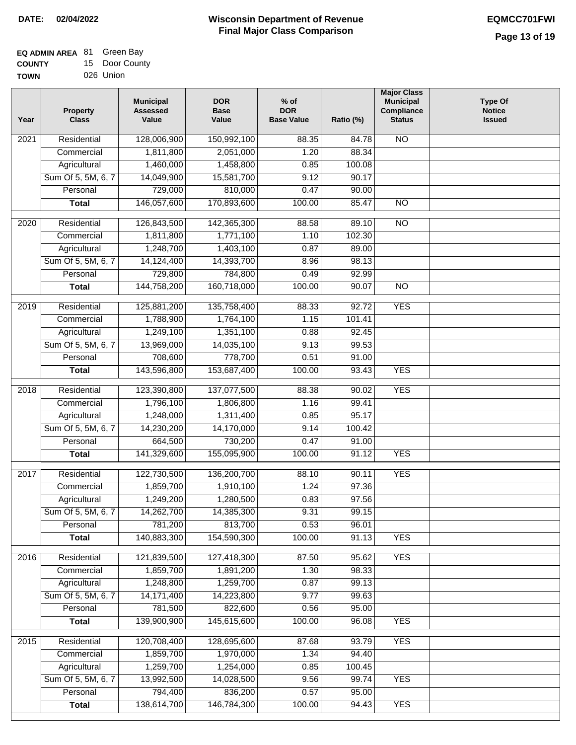**DATE:** 02/04/2022

# Wisconsin Department of Revenue
## Final Major Class Comparison

**EQMCC701FWI**

**EQ ADMIN AREA** 81 Green Bay
**COUNTY** 15 Door County
**TOWN** 026 Union

| Year | Property Class | Municipal Assessed Value | DOR Base Value | % of DOR Base Value | Ratio (%) | Major Class Municipal Compliance Status | Type Of Notice Issued |
|---|---|---|---|---|---|---|---|
| 2021 | Residential | 128,006,900 | 150,992,100 | 88.35 | 84.78 | NO | |
| | Commercial | 1,811,800 | 2,051,000 | 1.20 | 88.34 | | |
| | Agricultural | 1,460,000 | 1,458,800 | 0.85 | 100.08 | | |
| | Sum Of 5, 5M, 6, 7 | 14,049,900 | 15,581,700 | 9.12 | 90.17 | | |
| | Personal | 729,000 | 810,000 | 0.47 | 90.00 | | |
| | **Total** | 146,057,600 | 170,893,600 | 100.00 | 85.47 | NO | |
| 2020 | Residential | 126,843,500 | 142,365,300 | 88.58 | 89.10 | NO | |
| | Commercial | 1,811,800 | 1,771,100 | 1.10 | 102.30 | | |
| | Agricultural | 1,248,700 | 1,403,100 | 0.87 | 89.00 | | |
| | Sum Of 5, 5M, 6, 7 | 14,124,400 | 14,393,700 | 8.96 | 98.13 | | |
| | Personal | 729,800 | 784,800 | 0.49 | 92.99 | | |
| | **Total** | 144,758,200 | 160,718,000 | 100.00 | 90.07 | NO | |
| 2019 | Residential | 125,881,200 | 135,758,400 | 88.33 | 92.72 | YES | |
| | Commercial | 1,788,900 | 1,764,100 | 1.15 | 101.41 | | |
| | Agricultural | 1,249,100 | 1,351,100 | 0.88 | 92.45 | | |
| | Sum Of 5, 5M, 6, 7 | 13,969,000 | 14,035,100 | 9.13 | 99.53 | | |
| | Personal | 708,600 | 778,700 | 0.51 | 91.00 | | |
| | **Total** | 143,596,800 | 153,687,400 | 100.00 | 93.43 | YES | |
| 2018 | Residential | 123,390,800 | 137,077,500 | 88.38 | 90.02 | YES | |
| | Commercial | 1,796,100 | 1,806,800 | 1.16 | 99.41 | | |
| | Agricultural | 1,248,000 | 1,311,400 | 0.85 | 95.17 | | |
| | Sum Of 5, 5M, 6, 7 | 14,230,200 | 14,170,000 | 9.14 | 100.42 | | |
| | Personal | 664,500 | 730,200 | 0.47 | 91.00 | | |
| | **Total** | 141,329,600 | 155,095,900 | 100.00 | 91.12 | YES | |
| 2017 | Residential | 122,730,500 | 136,200,700 | 88.10 | 90.11 | YES | |
| | Commercial | 1,859,700 | 1,910,100 | 1.24 | 97.36 | | |
| | Agricultural | 1,249,200 | 1,280,500 | 0.83 | 97.56 | | |
| | Sum Of 5, 5M, 6, 7 | 14,262,700 | 14,385,300 | 9.31 | 99.15 | | |
| | Personal | 781,200 | 813,700 | 0.53 | 96.01 | | |
| | **Total** | 140,883,300 | 154,590,300 | 100.00 | 91.13 | YES | |
| 2016 | Residential | 121,839,500 | 127,418,300 | 87.50 | 95.62 | YES | |
| | Commercial | 1,859,700 | 1,891,200 | 1.30 | 98.33 | | |
| | Agricultural | 1,248,800 | 1,259,700 | 0.87 | 99.13 | | |
| | Sum Of 5, 5M, 6, 7 | 14,171,400 | 14,223,800 | 9.77 | 99.63 | | |
| | Personal | 781,500 | 822,600 | 0.56 | 95.00 | | |
| | **Total** | 139,900,900 | 145,615,600 | 100.00 | 96.08 | YES | |
| 2015 | Residential | 120,708,400 | 128,695,600 | 87.68 | 93.79 | YES | |
| | Commercial | 1,859,700 | 1,970,000 | 1.34 | 94.40 | | |
| | Agricultural | 1,259,700 | 1,254,000 | 0.85 | 100.45 | | |
| | Sum Of 5, 5M, 6, 7 | 13,992,500 | 14,028,500 | 9.56 | 99.74 | YES | |
| | Personal | 794,400 | 836,200 | 0.57 | 95.00 | | |
| | **Total** | 138,614,700 | 146,784,300 | 100.00 | 94.43 | YES | |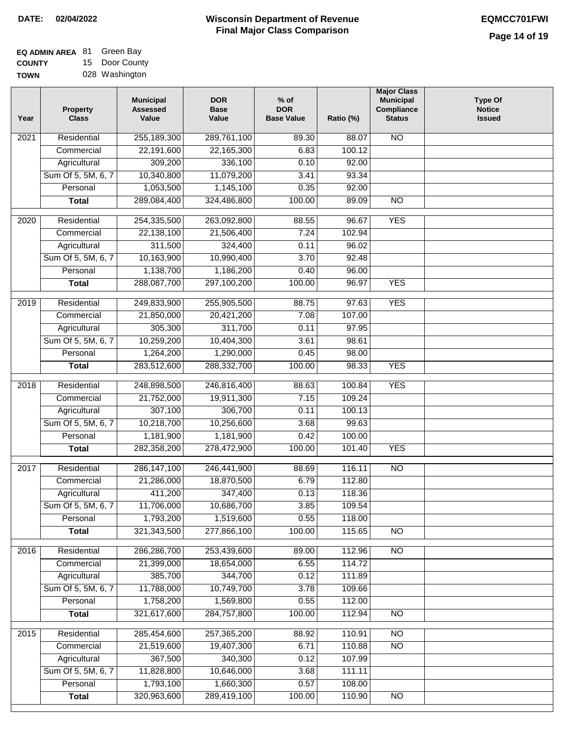**DATE: 02/04/2022**

# Wisconsin Department of Revenue
## Final Major Class Comparison

**EQMCC701FWI**

**EQ ADMIN AREA** 81 Green Bay
**COUNTY** 15 Door County
**TOWN** 028 Washington

| Year | Property Class | Municipal Assessed Value | DOR Base Value | % of DOR Base Value | Ratio (%) | Major Class Municipal Compliance Status | Type Of Notice Issued |
|---|---|---|---|---|---|---|---|
| 2021 | Residential | 255,189,300 | 289,761,100 | 89.30 | 88.07 | NO | |
| | Commercial | 22,191,600 | 22,165,300 | 6.83 | 100.12 | | |
| | Agricultural | 309,200 | 336,100 | 0.10 | 92.00 | | |
| | Sum Of 5, 5M, 6, 7 | 10,340,800 | 11,079,200 | 3.41 | 93.34 | | |
| | Personal | 1,053,500 | 1,145,100 | 0.35 | 92.00 | | |
| | **Total** | 289,084,400 | 324,486,800 | 100.00 | 89.09 | NO | |
| 2020 | Residential | 254,335,500 | 263,092,800 | 88.55 | 96.67 | YES | |
| | Commercial | 22,138,100 | 21,506,400 | 7.24 | 102.94 | | |
| | Agricultural | 311,500 | 324,400 | 0.11 | 96.02 | | |
| | Sum Of 5, 5M, 6, 7 | 10,163,900 | 10,990,400 | 3.70 | 92.48 | | |
| | Personal | 1,138,700 | 1,186,200 | 0.40 | 96.00 | | |
| | **Total** | 288,087,700 | 297,100,200 | 100.00 | 96.97 | YES | |
| 2019 | Residential | 249,833,900 | 255,905,500 | 88.75 | 97.63 | YES | |
| | Commercial | 21,850,000 | 20,421,200 | 7.08 | 107.00 | | |
| | Agricultural | 305,300 | 311,700 | 0.11 | 97.95 | | |
| | Sum Of 5, 5M, 6, 7 | 10,259,200 | 10,404,300 | 3.61 | 98.61 | | |
| | Personal | 1,264,200 | 1,290,000 | 0.45 | 98.00 | | |
| | **Total** | 283,512,600 | 288,332,700 | 100.00 | 98.33 | YES | |
| 2018 | Residential | 248,898,500 | 246,816,400 | 88.63 | 100.84 | YES | |
| | Commercial | 21,752,000 | 19,911,300 | 7.15 | 109.24 | | |
| | Agricultural | 307,100 | 306,700 | 0.11 | 100.13 | | |
| | Sum Of 5, 5M, 6, 7 | 10,218,700 | 10,256,600 | 3.68 | 99.63 | | |
| | Personal | 1,181,900 | 1,181,900 | 0.42 | 100.00 | | |
| | **Total** | 282,358,200 | 278,472,900 | 100.00 | 101.40 | YES | |
| 2017 | Residential | 286,147,100 | 246,441,900 | 88.69 | 116.11 | NO | |
| | Commercial | 21,286,000 | 18,870,500 | 6.79 | 112.80 | | |
| | Agricultural | 411,200 | 347,400 | 0.13 | 118.36 | | |
| | Sum Of 5, 5M, 6, 7 | 11,706,000 | 10,686,700 | 3.85 | 109.54 | | |
| | Personal | 1,793,200 | 1,519,600 | 0.55 | 118.00 | | |
| | **Total** | 321,343,500 | 277,866,100 | 100.00 | 115.65 | NO | |
| 2016 | Residential | 286,286,700 | 253,439,600 | 89.00 | 112.96 | NO | |
| | Commercial | 21,399,000 | 18,654,000 | 6.55 | 114.72 | | |
| | Agricultural | 385,700 | 344,700 | 0.12 | 111.89 | | |
| | Sum Of 5, 5M, 6, 7 | 11,788,000 | 10,749,700 | 3.78 | 109.66 | | |
| | Personal | 1,758,200 | 1,569,800 | 0.55 | 112.00 | | |
| | **Total** | 321,617,600 | 284,757,800 | 100.00 | 112.94 | NO | |
| 2015 | Residential | 285,454,600 | 257,365,200 | 88.92 | 110.91 | NO | |
| | Commercial | 21,519,600 | 19,407,300 | 6.71 | 110.88 | NO | |
| | Agricultural | 367,500 | 340,300 | 0.12 | 107.99 | | |
| | Sum Of 5, 5M, 6, 7 | 11,828,800 | 10,646,000 | 3.68 | 111.11 | | |
| | Personal | 1,793,100 | 1,660,300 | 0.57 | 108.00 | | |
| | **Total** | 320,963,600 | 289,419,100 | 100.00 | 110.90 | NO | |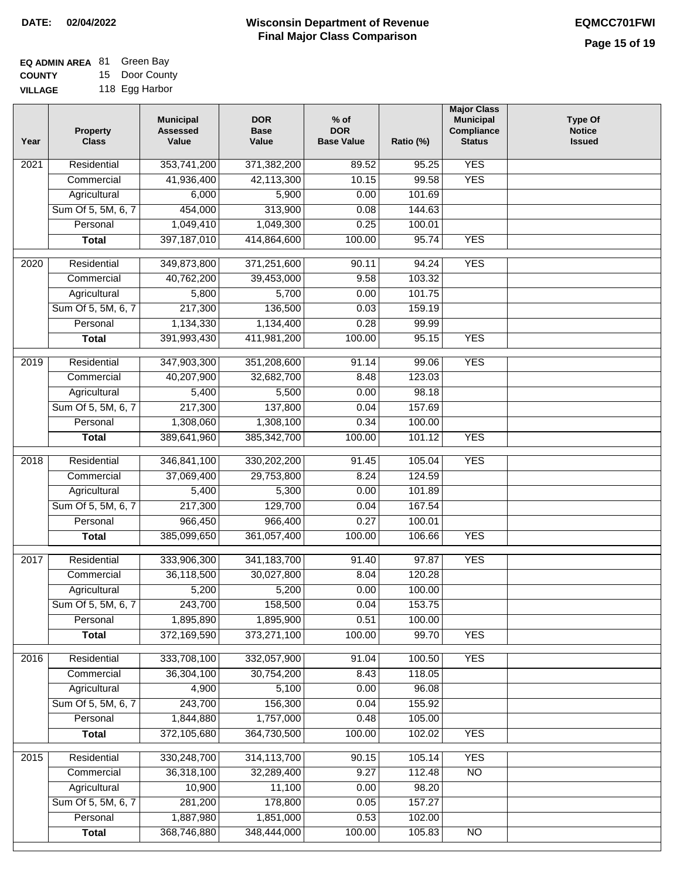**DATE:** 02/04/2022

# Wisconsin Department of Revenue
## Final Major Class Comparison

**EQMCC701FWI**

**EQ ADMIN AREA** 81 Green Bay
**COUNTY** 15 Door County
**VILLAGE** 118 Egg Harbor

| Year | Property Class | Municipal Assessed Value | DOR Base Value | % of DOR Base Value | Ratio (%) | Major Class Municipal Compliance Status | Type Of Notice Issued |
|---|---|---|---|---|---|---|---|
| 2021 | Residential | 353,741,200 | 371,382,200 | 89.52 | 95.25 | YES | |
| | Commercial | 41,936,400 | 42,113,300 | 10.15 | 99.58 | YES | |
| | Agricultural | 6,000 | 5,900 | 0.00 | 101.69 | | |
| | Sum Of 5, 5M, 6, 7 | 454,000 | 313,900 | 0.08 | 144.63 | | |
| | Personal | 1,049,410 | 1,049,300 | 0.25 | 100.01 | | |
| | **Total** | 397,187,010 | 414,864,600 | 100.00 | 95.74 | YES | |
| 2020 | Residential | 349,873,800 | 371,251,600 | 90.11 | 94.24 | YES | |
| | Commercial | 40,762,200 | 39,453,000 | 9.58 | 103.32 | | |
| | Agricultural | 5,800 | 5,700 | 0.00 | 101.75 | | |
| | Sum Of 5, 5M, 6, 7 | 217,300 | 136,500 | 0.03 | 159.19 | | |
| | Personal | 1,134,330 | 1,134,400 | 0.28 | 99.99 | | |
| | **Total** | 391,993,430 | 411,981,200 | 100.00 | 95.15 | YES | |
| 2019 | Residential | 347,903,300 | 351,208,600 | 91.14 | 99.06 | YES | |
| | Commercial | 40,207,900 | 32,682,700 | 8.48 | 123.03 | | |
| | Agricultural | 5,400 | 5,500 | 0.00 | 98.18 | | |
| | Sum Of 5, 5M, 6, 7 | 217,300 | 137,800 | 0.04 | 157.69 | | |
| | Personal | 1,308,060 | 1,308,100 | 0.34 | 100.00 | | |
| | **Total** | 389,641,960 | 385,342,700 | 100.00 | 101.12 | YES | |
| 2018 | Residential | 346,841,100 | 330,202,200 | 91.45 | 105.04 | YES | |
| | Commercial | 37,069,400 | 29,753,800 | 8.24 | 124.59 | | |
| | Agricultural | 5,400 | 5,300 | 0.00 | 101.89 | | |
| | Sum Of 5, 5M, 6, 7 | 217,300 | 129,700 | 0.04 | 167.54 | | |
| | Personal | 966,450 | 966,400 | 0.27 | 100.01 | | |
| | **Total** | 385,099,650 | 361,057,400 | 100.00 | 106.66 | YES | |
| 2017 | Residential | 333,906,300 | 341,183,700 | 91.40 | 97.87 | YES | |
| | Commercial | 36,118,500 | 30,027,800 | 8.04 | 120.28 | | |
| | Agricultural | 5,200 | 5,200 | 0.00 | 100.00 | | |
| | Sum Of 5, 5M, 6, 7 | 243,700 | 158,500 | 0.04 | 153.75 | | |
| | Personal | 1,895,890 | 1,895,900 | 0.51 | 100.00 | | |
| | **Total** | 372,169,590 | 373,271,100 | 100.00 | 99.70 | YES | |
| 2016 | Residential | 333,708,100 | 332,057,900 | 91.04 | 100.50 | YES | |
| | Commercial | 36,304,100 | 30,754,200 | 8.43 | 118.05 | | |
| | Agricultural | 4,900 | 5,100 | 0.00 | 96.08 | | |
| | Sum Of 5, 5M, 6, 7 | 243,700 | 156,300 | 0.04 | 155.92 | | |
| | Personal | 1,844,880 | 1,757,000 | 0.48 | 105.00 | | |
| | **Total** | 372,105,680 | 364,730,500 | 100.00 | 102.02 | YES | |
| 2015 | Residential | 330,248,700 | 314,113,700 | 90.15 | 105.14 | YES | |
| | Commercial | 36,318,100 | 32,289,400 | 9.27 | 112.48 | NO | |
| | Agricultural | 10,900 | 11,100 | 0.00 | 98.20 | | |
| | Sum Of 5, 5M, 6, 7 | 281,200 | 178,800 | 0.05 | 157.27 | | |
| | Personal | 1,887,980 | 1,851,000 | 0.53 | 102.00 | | |
| | **Total** | 368,746,880 | 348,444,000 | 100.00 | 105.83 | NO | |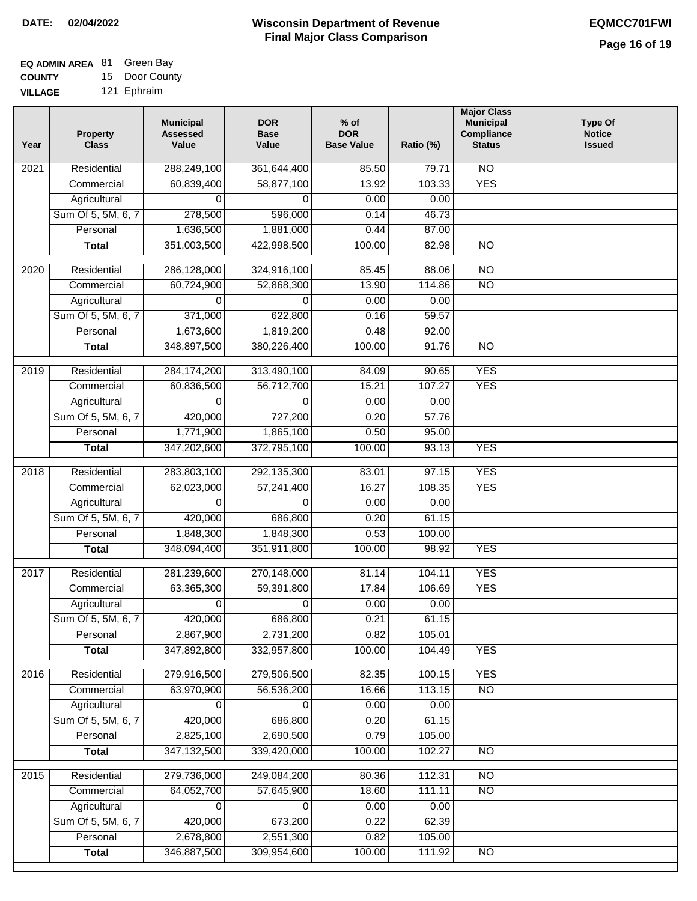**DATE:** 02/04/2022

# Wisconsin Department of Revenue
## Final Major Class Comparison

**EQMCC701FWI**

**EQ ADMIN AREA** 81 Green Bay
**COUNTY** 15 Door County
**VILLAGE** 121 Ephraim

| Year | Property Class | Municipal Assessed Value | DOR Base Value | % of DOR Base Value | Ratio (%) | Major Class Municipal Compliance Status | Type Of Notice Issued |
|---|---|---|---|---|---|---|---|
| 2021 | Residential | 288,249,100 | 361,644,400 | 85.50 | 79.71 | NO | |
| | Commercial | 60,839,400 | 58,877,100 | 13.92 | 103.33 | YES | |
| | Agricultural | 0 | 0 | 0.00 | 0.00 | | |
| | Sum Of 5, 5M, 6, 7 | 278,500 | 596,000 | 0.14 | 46.73 | | |
| | Personal | 1,636,500 | 1,881,000 | 0.44 | 87.00 | | |
| | **Total** | 351,003,500 | 422,998,500 | 100.00 | 82.98 | NO | |
| 2020 | Residential | 286,128,000 | 324,916,100 | 85.45 | 88.06 | NO | |
| | Commercial | 60,724,900 | 52,868,300 | 13.90 | 114.86 | NO | |
| | Agricultural | 0 | 0 | 0.00 | 0.00 | | |
| | Sum Of 5, 5M, 6, 7 | 371,000 | 622,800 | 0.16 | 59.57 | | |
| | Personal | 1,673,600 | 1,819,200 | 0.48 | 92.00 | | |
| | **Total** | 348,897,500 | 380,226,400 | 100.00 | 91.76 | NO | |
| 2019 | Residential | 284,174,200 | 313,490,100 | 84.09 | 90.65 | YES | |
| | Commercial | 60,836,500 | 56,712,700 | 15.21 | 107.27 | YES | |
| | Agricultural | 0 | 0 | 0.00 | 0.00 | | |
| | Sum Of 5, 5M, 6, 7 | 420,000 | 727,200 | 0.20 | 57.76 | | |
| | Personal | 1,771,900 | 1,865,100 | 0.50 | 95.00 | | |
| | **Total** | 347,202,600 | 372,795,100 | 100.00 | 93.13 | YES | |
| 2018 | Residential | 283,803,100 | 292,135,300 | 83.01 | 97.15 | YES | |
| | Commercial | 62,023,000 | 57,241,400 | 16.27 | 108.35 | YES | |
| | Agricultural | 0 | 0 | 0.00 | 0.00 | | |
| | Sum Of 5, 5M, 6, 7 | 420,000 | 686,800 | 0.20 | 61.15 | | |
| | Personal | 1,848,300 | 1,848,300 | 0.53 | 100.00 | | |
| | **Total** | 348,094,400 | 351,911,800 | 100.00 | 98.92 | YES | |
| 2017 | Residential | 281,239,600 | 270,148,000 | 81.14 | 104.11 | YES | |
| | Commercial | 63,365,300 | 59,391,800 | 17.84 | 106.69 | YES | |
| | Agricultural | 0 | 0 | 0.00 | 0.00 | | |
| | Sum Of 5, 5M, 6, 7 | 420,000 | 686,800 | 0.21 | 61.15 | | |
| | Personal | 2,867,900 | 2,731,200 | 0.82 | 105.01 | | |
| | **Total** | 347,892,800 | 332,957,800 | 100.00 | 104.49 | YES | |
| 2016 | Residential | 279,916,500 | 279,506,500 | 82.35 | 100.15 | YES | |
| | Commercial | 63,970,900 | 56,536,200 | 16.66 | 113.15 | NO | |
| | Agricultural | 0 | 0 | 0.00 | 0.00 | | |
| | Sum Of 5, 5M, 6, 7 | 420,000 | 686,800 | 0.20 | 61.15 | | |
| | Personal | 2,825,100 | 2,690,500 | 0.79 | 105.00 | | |
| | **Total** | 347,132,500 | 339,420,000 | 100.00 | 102.27 | NO | |
| 2015 | Residential | 279,736,000 | 249,084,200 | 80.36 | 112.31 | NO | |
| | Commercial | 64,052,700 | 57,645,900 | 18.60 | 111.11 | NO | |
| | Agricultural | 0 | 0 | 0.00 | 0.00 | | |
| | Sum Of 5, 5M, 6, 7 | 420,000 | 673,200 | 0.22 | 62.39 | | |
| | Personal | 2,678,800 | 2,551,300 | 0.82 | 105.00 | | |
| | **Total** | 346,887,500 | 309,954,600 | 100.00 | 111.92 | NO | |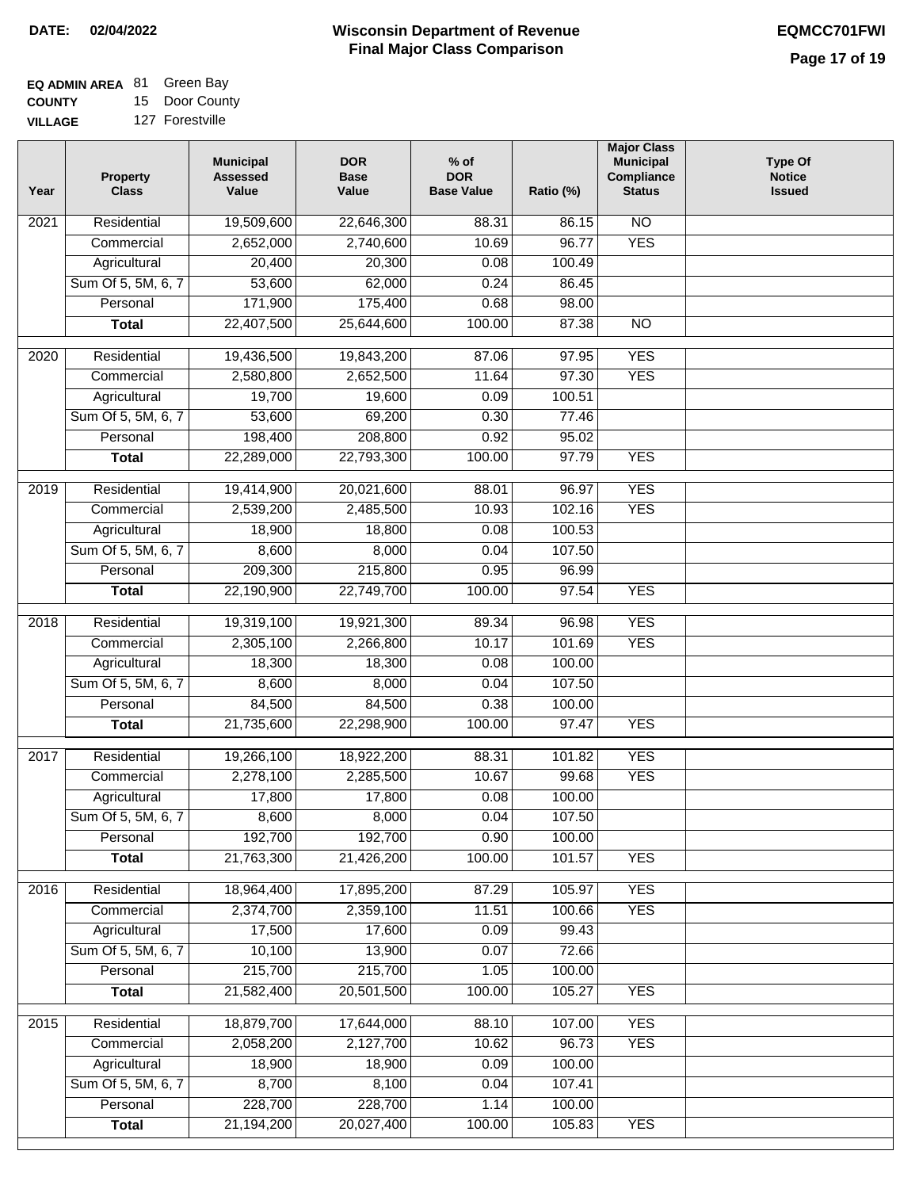**DATE: 02/04/2022**

# Wisconsin Department of Revenue
## Final Major Class Comparison

**EQMCC701FWI**

**EQ ADMIN AREA** 81 Green Bay
**COUNTY** 15 Door County
**VILLAGE** 127 Forestville

| Year | Property Class | Municipal Assessed Value | DOR Base Value | % of DOR Base Value | Ratio (%) | Major Class Municipal Compliance Status | Type Of Notice Issued |
|---|---|---|---|---|---|---|---|
| 2021 | Residential | 19,509,600 | 22,646,300 | 88.31 | 86.15 | NO | |
| | Commercial | 2,652,000 | 2,740,600 | 10.69 | 96.77 | YES | |
| | Agricultural | 20,400 | 20,300 | 0.08 | 100.49 | | |
| | Sum Of 5, 5M, 6, 7 | 53,600 | 62,000 | 0.24 | 86.45 | | |
| | Personal | 171,900 | 175,400 | 0.68 | 98.00 | | |
| | **Total** | 22,407,500 | 25,644,600 | 100.00 | 87.38 | NO | |
| 2020 | Residential | 19,436,500 | 19,843,200 | 87.06 | 97.95 | YES | |
| | Commercial | 2,580,800 | 2,652,500 | 11.64 | 97.30 | YES | |
| | Agricultural | 19,700 | 19,600 | 0.09 | 100.51 | | |
| | Sum Of 5, 5M, 6, 7 | 53,600 | 69,200 | 0.30 | 77.46 | | |
| | Personal | 198,400 | 208,800 | 0.92 | 95.02 | | |
| | **Total** | 22,289,000 | 22,793,300 | 100.00 | 97.79 | YES | |
| 2019 | Residential | 19,414,900 | 20,021,600 | 88.01 | 96.97 | YES | |
| | Commercial | 2,539,200 | 2,485,500 | 10.93 | 102.16 | YES | |
| | Agricultural | 18,900 | 18,800 | 0.08 | 100.53 | | |
| | Sum Of 5, 5M, 6, 7 | 8,600 | 8,000 | 0.04 | 107.50 | | |
| | Personal | 209,300 | 215,800 | 0.95 | 96.99 | | |
| | **Total** | 22,190,900 | 22,749,700 | 100.00 | 97.54 | YES | |
| 2018 | Residential | 19,319,100 | 19,921,300 | 89.34 | 96.98 | YES | |
| | Commercial | 2,305,100 | 2,266,800 | 10.17 | 101.69 | YES | |
| | Agricultural | 18,300 | 18,300 | 0.08 | 100.00 | | |
| | Sum Of 5, 5M, 6, 7 | 8,600 | 8,000 | 0.04 | 107.50 | | |
| | Personal | 84,500 | 84,500 | 0.38 | 100.00 | | |
| | **Total** | 21,735,600 | 22,298,900 | 100.00 | 97.47 | YES | |
| 2017 | Residential | 19,266,100 | 18,922,200 | 88.31 | 101.82 | YES | |
| | Commercial | 2,278,100 | 2,285,500 | 10.67 | 99.68 | YES | |
| | Agricultural | 17,800 | 17,800 | 0.08 | 100.00 | | |
| | Sum Of 5, 5M, 6, 7 | 8,600 | 8,000 | 0.04 | 107.50 | | |
| | Personal | 192,700 | 192,700 | 0.90 | 100.00 | | |
| | **Total** | 21,763,300 | 21,426,200 | 100.00 | 101.57 | YES | |
| 2016 | Residential | 18,964,400 | 17,895,200 | 87.29 | 105.97 | YES | |
| | Commercial | 2,374,700 | 2,359,100 | 11.51 | 100.66 | YES | |
| | Agricultural | 17,500 | 17,600 | 0.09 | 99.43 | | |
| | Sum Of 5, 5M, 6, 7 | 10,100 | 13,900 | 0.07 | 72.66 | | |
| | Personal | 215,700 | 215,700 | 1.05 | 100.00 | | |
| | **Total** | 21,582,400 | 20,501,500 | 100.00 | 105.27 | YES | |
| 2015 | Residential | 18,879,700 | 17,644,000 | 88.10 | 107.00 | YES | |
| | Commercial | 2,058,200 | 2,127,700 | 10.62 | 96.73 | YES | |
| | Agricultural | 18,900 | 18,900 | 0.09 | 100.00 | | |
| | Sum Of 5, 5M, 6, 7 | 8,700 | 8,100 | 0.04 | 107.41 | | |
| | Personal | 228,700 | 228,700 | 1.14 | 100.00 | | |
| | **Total** | 21,194,200 | 20,027,400 | 100.00 | 105.83 | YES | |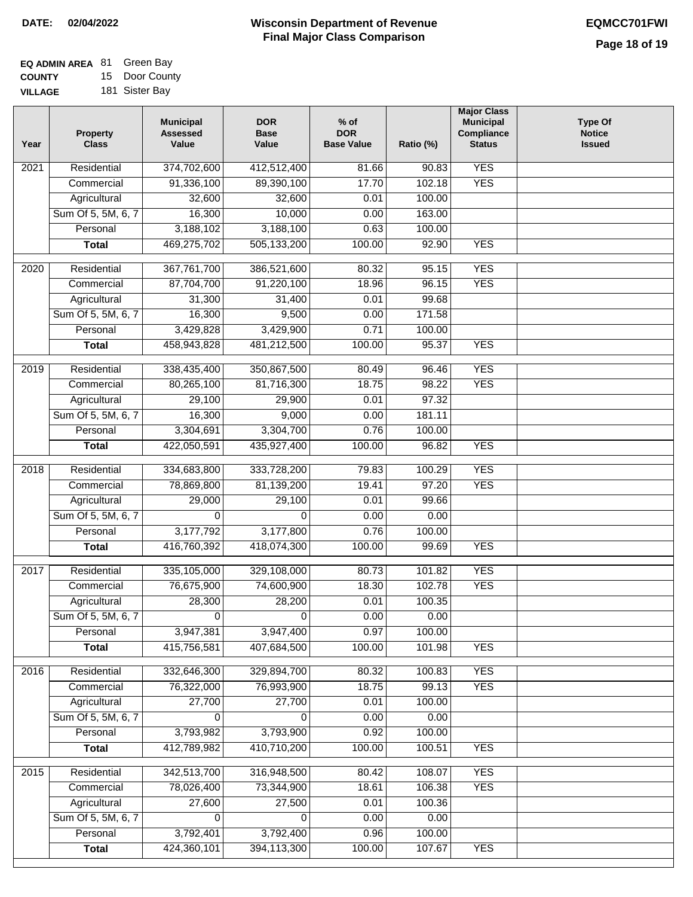**DATE: 02/04/2022**

# Wisconsin Department of Revenue
## Final Major Class Comparison

**EQMCC701FWI**

**EQ ADMIN AREA** 81 Green Bay
**COUNTY** 15 Door County
**VILLAGE** 181 Sister Bay

| Year | Property Class | Municipal Assessed Value | DOR Base Value | % of DOR Base Value | Ratio (%) | Major Class Municipal Compliance Status | Type Of Notice Issued |
|---|---|---|---|---|---|---|---|
| 2021 | Residential | 374,702,600 | 412,512,400 | 81.66 | 90.83 | YES | |
| | Commercial | 91,336,100 | 89,390,100 | 17.70 | 102.18 | YES | |
| | Agricultural | 32,600 | 32,600 | 0.01 | 100.00 | | |
| | Sum Of 5, 5M, 6, 7 | 16,300 | 10,000 | 0.00 | 163.00 | | |
| | Personal | 3,188,102 | 3,188,100 | 0.63 | 100.00 | | |
| | **Total** | 469,275,702 | 505,133,200 | 100.00 | 92.90 | YES | |
| 2020 | Residential | 367,761,700 | 386,521,600 | 80.32 | 95.15 | YES | |
| | Commercial | 87,704,700 | 91,220,100 | 18.96 | 96.15 | YES | |
| | Agricultural | 31,300 | 31,400 | 0.01 | 99.68 | | |
| | Sum Of 5, 5M, 6, 7 | 16,300 | 9,500 | 0.00 | 171.58 | | |
| | Personal | 3,429,828 | 3,429,900 | 0.71 | 100.00 | | |
| | **Total** | 458,943,828 | 481,212,500 | 100.00 | 95.37 | YES | |
| 2019 | Residential | 338,435,400 | 350,867,500 | 80.49 | 96.46 | YES | |
| | Commercial | 80,265,100 | 81,716,300 | 18.75 | 98.22 | YES | |
| | Agricultural | 29,100 | 29,900 | 0.01 | 97.32 | | |
| | Sum Of 5, 5M, 6, 7 | 16,300 | 9,000 | 0.00 | 181.11 | | |
| | Personal | 3,304,691 | 3,304,700 | 0.76 | 100.00 | | |
| | **Total** | 422,050,591 | 435,927,400 | 100.00 | 96.82 | YES | |
| 2018 | Residential | 334,683,800 | 333,728,200 | 79.83 | 100.29 | YES | |
| | Commercial | 78,869,800 | 81,139,200 | 19.41 | 97.20 | YES | |
| | Agricultural | 29,000 | 29,100 | 0.01 | 99.66 | | |
| | Sum Of 5, 5M, 6, 7 | 0 | 0 | 0.00 | 0.00 | | |
| | Personal | 3,177,792 | 3,177,800 | 0.76 | 100.00 | | |
| | **Total** | 416,760,392 | 418,074,300 | 100.00 | 99.69 | YES | |
| 2017 | Residential | 335,105,000 | 329,108,000 | 80.73 | 101.82 | YES | |
| | Commercial | 76,675,900 | 74,600,900 | 18.30 | 102.78 | YES | |
| | Agricultural | 28,300 | 28,200 | 0.01 | 100.35 | | |
| | Sum Of 5, 5M, 6, 7 | 0 | 0 | 0.00 | 0.00 | | |
| | Personal | 3,947,381 | 3,947,400 | 0.97 | 100.00 | | |
| | **Total** | 415,756,581 | 407,684,500 | 100.00 | 101.98 | YES | |
| 2016 | Residential | 332,646,300 | 329,894,700 | 80.32 | 100.83 | YES | |
| | Commercial | 76,322,000 | 76,993,900 | 18.75 | 99.13 | YES | |
| | Agricultural | 27,700 | 27,700 | 0.01 | 100.00 | | |
| | Sum Of 5, 5M, 6, 7 | 0 | 0 | 0.00 | 0.00 | | |
| | Personal | 3,793,982 | 3,793,900 | 0.92 | 100.00 | | |
| | **Total** | 412,789,982 | 410,710,200 | 100.00 | 100.51 | YES | |
| 2015 | Residential | 342,513,700 | 316,948,500 | 80.42 | 108.07 | YES | |
| | Commercial | 78,026,400 | 73,344,900 | 18.61 | 106.38 | YES | |
| | Agricultural | 27,600 | 27,500 | 0.01 | 100.36 | | |
| | Sum Of 5, 5M, 6, 7 | 0 | 0 | 0.00 | 0.00 | | |
| | Personal | 3,792,401 | 3,792,400 | 0.96 | 100.00 | | |
| | **Total** | 424,360,101 | 394,113,300 | 100.00 | 107.67 | YES | |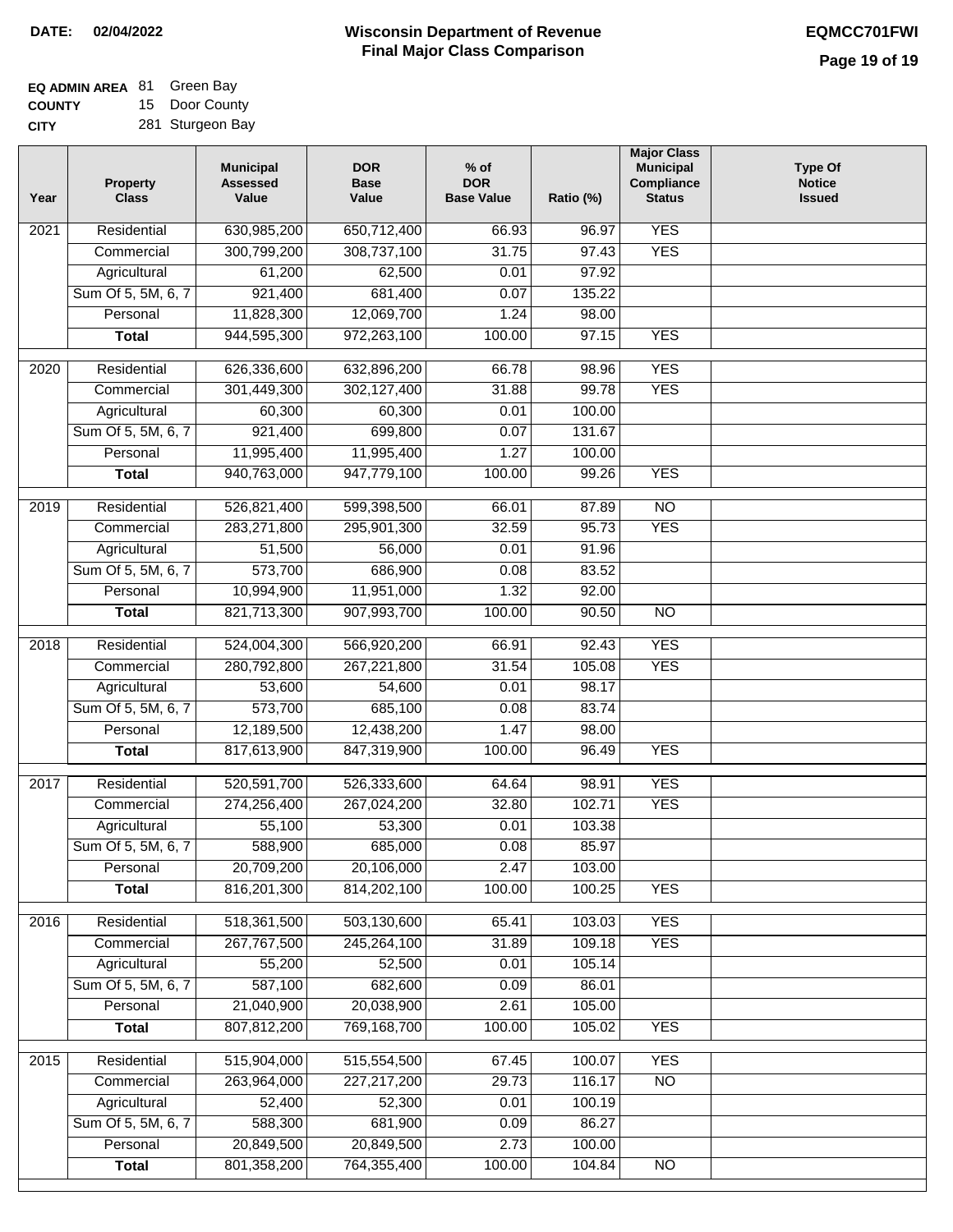**DATE:** 02/04/2022

# Wisconsin Department of Revenue
## Final Major Class Comparison

**EQMCC701FWI**

**EQ ADMIN AREA** 81 Green Bay
**COUNTY** 15 Door County
**CITY** 281 Sturgeon Bay

| Year | Property Class | Municipal Assessed Value | DOR Base Value | % of DOR Base Value | Ratio (%) | Major Class Municipal Compliance Status | Type Of Notice Issued |
|---|---|---|---|---|---|---|---|
| 2021 | Residential | 630,985,200 | 650,712,400 | 66.93 | 96.97 | YES | |
| | Commercial | 300,799,200 | 308,737,100 | 31.75 | 97.43 | YES | |
| | Agricultural | 61,200 | 62,500 | 0.01 | 97.92 | | |
| | Sum Of 5, 5M, 6, 7 | 921,400 | 681,400 | 0.07 | 135.22 | | |
| | Personal | 11,828,300 | 12,069,700 | 1.24 | 98.00 | | |
| | **Total** | 944,595,300 | 972,263,100 | 100.00 | 97.15 | YES | |
| 2020 | Residential | 626,336,600 | 632,896,200 | 66.78 | 98.96 | YES | |
| | Commercial | 301,449,300 | 302,127,400 | 31.88 | 99.78 | YES | |
| | Agricultural | 60,300 | 60,300 | 0.01 | 100.00 | | |
| | Sum Of 5, 5M, 6, 7 | 921,400 | 699,800 | 0.07 | 131.67 | | |
| | Personal | 11,995,400 | 11,995,400 | 1.27 | 100.00 | | |
| | **Total** | 940,763,000 | 947,779,100 | 100.00 | 99.26 | YES | |
| 2019 | Residential | 526,821,400 | 599,398,500 | 66.01 | 87.89 | NO | |
| | Commercial | 283,271,800 | 295,901,300 | 32.59 | 95.73 | YES | |
| | Agricultural | 51,500 | 56,000 | 0.01 | 91.96 | | |
| | Sum Of 5, 5M, 6, 7 | 573,700 | 686,900 | 0.08 | 83.52 | | |
| | Personal | 10,994,900 | 11,951,000 | 1.32 | 92.00 | | |
| | **Total** | 821,713,300 | 907,993,700 | 100.00 | 90.50 | NO | |
| 2018 | Residential | 524,004,300 | 566,920,200 | 66.91 | 92.43 | YES | |
| | Commercial | 280,792,800 | 267,221,800 | 31.54 | 105.08 | YES | |
| | Agricultural | 53,600 | 54,600 | 0.01 | 98.17 | | |
| | Sum Of 5, 5M, 6, 7 | 573,700 | 685,100 | 0.08 | 83.74 | | |
| | Personal | 12,189,500 | 12,438,200 | 1.47 | 98.00 | | |
| | **Total** | 817,613,900 | 847,319,900 | 100.00 | 96.49 | YES | |
| 2017 | Residential | 520,591,700 | 526,333,600 | 64.64 | 98.91 | YES | |
| | Commercial | 274,256,400 | 267,024,200 | 32.80 | 102.71 | YES | |
| | Agricultural | 55,100 | 53,300 | 0.01 | 103.38 | | |
| | Sum Of 5, 5M, 6, 7 | 588,900 | 685,000 | 0.08 | 85.97 | | |
| | Personal | 20,709,200 | 20,106,000 | 2.47 | 103.00 | | |
| | **Total** | 816,201,300 | 814,202,100 | 100.00 | 100.25 | YES | |
| 2016 | Residential | 518,361,500 | 503,130,600 | 65.41 | 103.03 | YES | |
| | Commercial | 267,767,500 | 245,264,100 | 31.89 | 109.18 | YES | |
| | Agricultural | 55,200 | 52,500 | 0.01 | 105.14 | | |
| | Sum Of 5, 5M, 6, 7 | 587,100 | 682,600 | 0.09 | 86.01 | | |
| | Personal | 21,040,900 | 20,038,900 | 2.61 | 105.00 | | |
| | **Total** | 807,812,200 | 769,168,700 | 100.00 | 105.02 | YES | |
| 2015 | Residential | 515,904,000 | 515,554,500 | 67.45 | 100.07 | YES | |
| | Commercial | 263,964,000 | 227,217,200 | 29.73 | 116.17 | NO | |
| | Agricultural | 52,400 | 52,300 | 0.01 | 100.19 | | |
| | Sum Of 5, 5M, 6, 7 | 588,300 | 681,900 | 0.09 | 86.27 | | |
| | Personal | 20,849,500 | 20,849,500 | 2.73 | 100.00 | | |
| | **Total** | 801,358,200 | 764,355,400 | 100.00 | 104.84 | NO | |